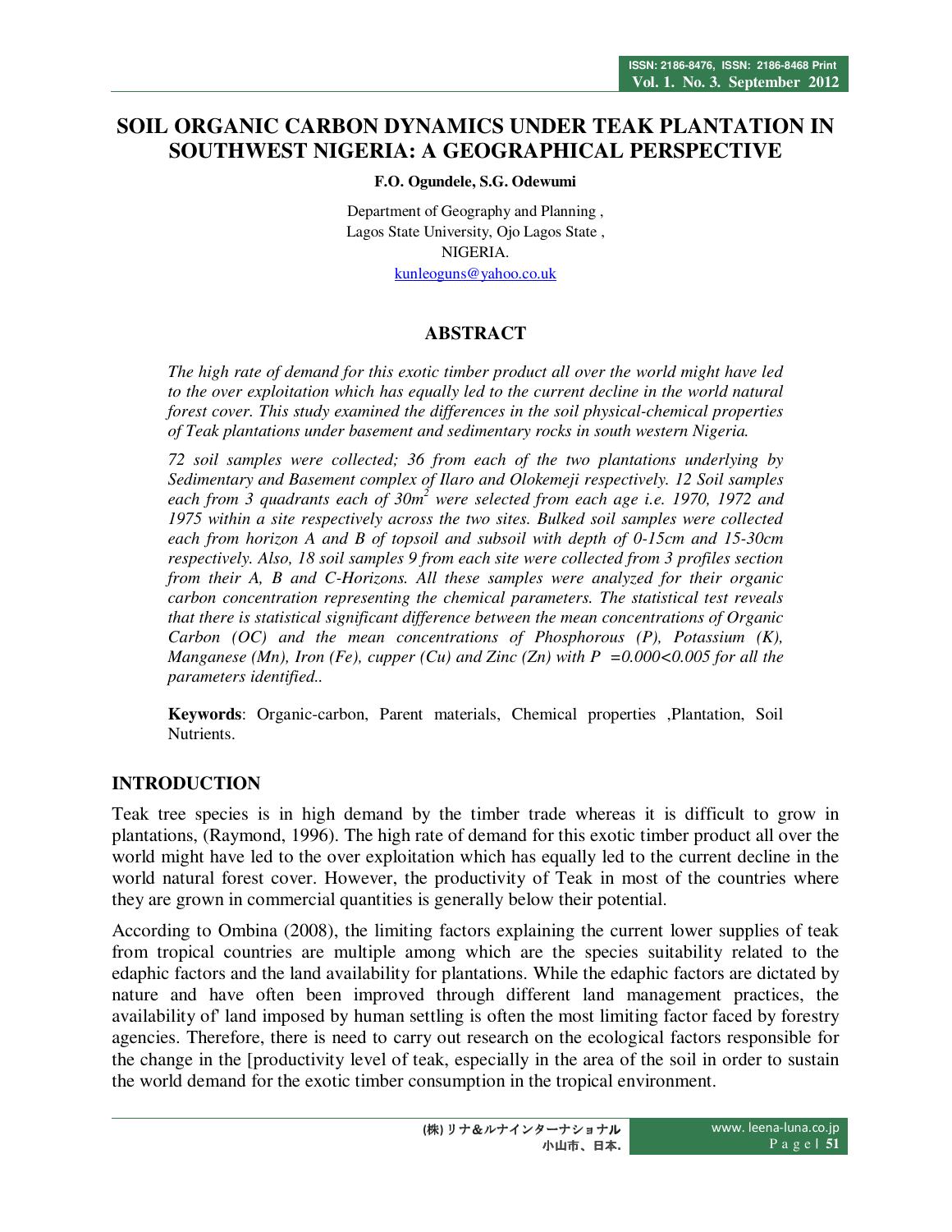# SOIL ORGANIC CARBON DYNAMICS UNDER TEAK PLANTATION IN SOUTHWEST NIGERIA: A GEOGRAPHICAL PERSPECTIVE

**F.O. Ogundele, S.G. Odewumi**

Department of Geography and Planning ,
Lagos State University, Ojo Lagos State ,
NIGERIA.
kunleoguns@yahoo.co.uk

## ABSTRACT

*The high rate of demand for this exotic timber product all over the world might have led to the over exploitation which has equally led to the current decline in the world natural forest cover. This study examined the differences in the soil physical-chemical properties of Teak plantations under basement and sedimentary rocks in south western Nigeria.*

*72 soil samples were collected; 36 from each of the two plantations underlying by Sedimentary and Basement complex of Ilaro and Olokemeji respectively. 12 Soil samples each from 3 quadrants each of 30m$^2$ were selected from each age i.e. 1970, 1972 and 1975 within a site respectively across the two sites. Bulked soil samples were collected each from horizon A and B of topsoil and subsoil with depth of 0-15cm and 15-30cm respectively. Also, 18 soil samples 9 from each site were collected from 3 profiles section from their A, B and C-Horizons. All these samples were analyzed for their organic carbon concentration representing the chemical parameters. The statistical test reveals that there is statistical significant difference between the mean concentrations of Organic Carbon (OC) and the mean concentrations of Phosphorous (P), Potassium (K), Manganese (Mn), Iron (Fe), cupper (Cu) and Zinc (Zn) with P =0.000<0.005 for all the parameters identified..*

**Keywords**: Organic-carbon, Parent materials, Chemical properties ,Plantation, Soil Nutrients.

## INTRODUCTION

Teak tree species is in high demand by the timber trade whereas it is difficult to grow in plantations, (Raymond, 1996). The high rate of demand for this exotic timber product all over the world might have led to the over exploitation which has equally led to the current decline in the world natural forest cover. However, the productivity of Teak in most of the countries where they are grown in commercial quantities is generally below their potential.

According to Ombina (2008), the limiting factors explaining the current lower supplies of teak from tropical countries are multiple among which are the species suitability related to the edaphic factors and the land availability for plantations. While the edaphic factors are dictated by nature and have often been improved through different land management practices, the availability of' land imposed by human settling is often the most limiting factor faced by forestry agencies. Therefore, there is need to carry out research on the ecological factors responsible for the change in the [productivity level of teak, especially in the area of the soil in order to sustain the world demand for the exotic timber consumption in the tropical environment.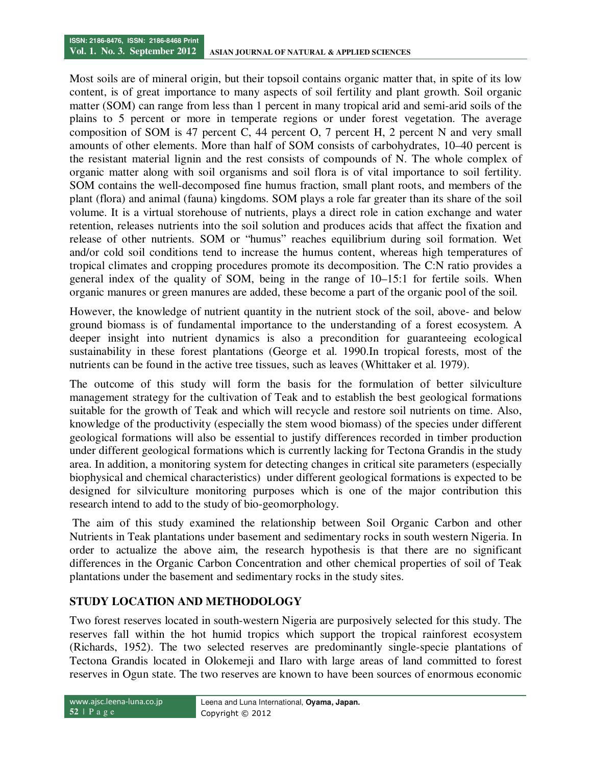Most soils are of mineral origin, but their topsoil contains organic matter that, in spite of its low content, is of great importance to many aspects of soil fertility and plant growth. Soil organic matter (SOM) can range from less than 1 percent in many tropical arid and semi-arid soils of the plains to 5 percent or more in temperate regions or under forest vegetation. The average composition of SOM is 47 percent C, 44 percent O, 7 percent H, 2 percent N and very small amounts of other elements. More than half of SOM consists of carbohydrates, 10–40 percent is the resistant material lignin and the rest consists of compounds of N. The whole complex of organic matter along with soil organisms and soil flora is of vital importance to soil fertility. SOM contains the well-decomposed fine humus fraction, small plant roots, and members of the plant (flora) and animal (fauna) kingdoms. SOM plays a role far greater than its share of the soil volume. It is a virtual storehouse of nutrients, plays a direct role in cation exchange and water retention, releases nutrients into the soil solution and produces acids that affect the fixation and release of other nutrients. SOM or "humus" reaches equilibrium during soil formation. Wet and/or cold soil conditions tend to increase the humus content, whereas high temperatures of tropical climates and cropping procedures promote its decomposition. The C:N ratio provides a general index of the quality of SOM, being in the range of 10–15:1 for fertile soils. When organic manures or green manures are added, these become a part of the organic pool of the soil.

However, the knowledge of nutrient quantity in the nutrient stock of the soil, above- and below ground biomass is of fundamental importance to the understanding of a forest ecosystem. A deeper insight into nutrient dynamics is also a precondition for guaranteeing ecological sustainability in these forest plantations (George et al. 1990.In tropical forests, most of the nutrients can be found in the active tree tissues, such as leaves (Whittaker et al. 1979).

The outcome of this study will form the basis for the formulation of better silviculture management strategy for the cultivation of Teak and to establish the best geological formations suitable for the growth of Teak and which will recycle and restore soil nutrients on time. Also, knowledge of the productivity (especially the stem wood biomass) of the species under different geological formations will also be essential to justify differences recorded in timber production under different geological formations which is currently lacking for Tectona Grandis in the study area. In addition, a monitoring system for detecting changes in critical site parameters (especially biophysical and chemical characteristics) under different geological formations is expected to be designed for silviculture monitoring purposes which is one of the major contribution this research intend to add to the study of bio-geomorphology.

The aim of this study examined the relationship between Soil Organic Carbon and other Nutrients in Teak plantations under basement and sedimentary rocks in south western Nigeria. In order to actualize the above aim, the research hypothesis is that there are no significant differences in the Organic Carbon Concentration and other chemical properties of soil of Teak plantations under the basement and sedimentary rocks in the study sites.

## STUDY LOCATION AND METHODOLOGY

Two forest reserves located in south-western Nigeria are purposively selected for this study. The reserves fall within the hot humid tropics which support the tropical rainforest ecosystem (Richards, 1952). The two selected reserves are predominantly single-specie plantations of Tectona Grandis located in Olokemeji and Ilaro with large areas of land committed to forest reserves in Ogun state. The two reserves are known to have been sources of enormous economic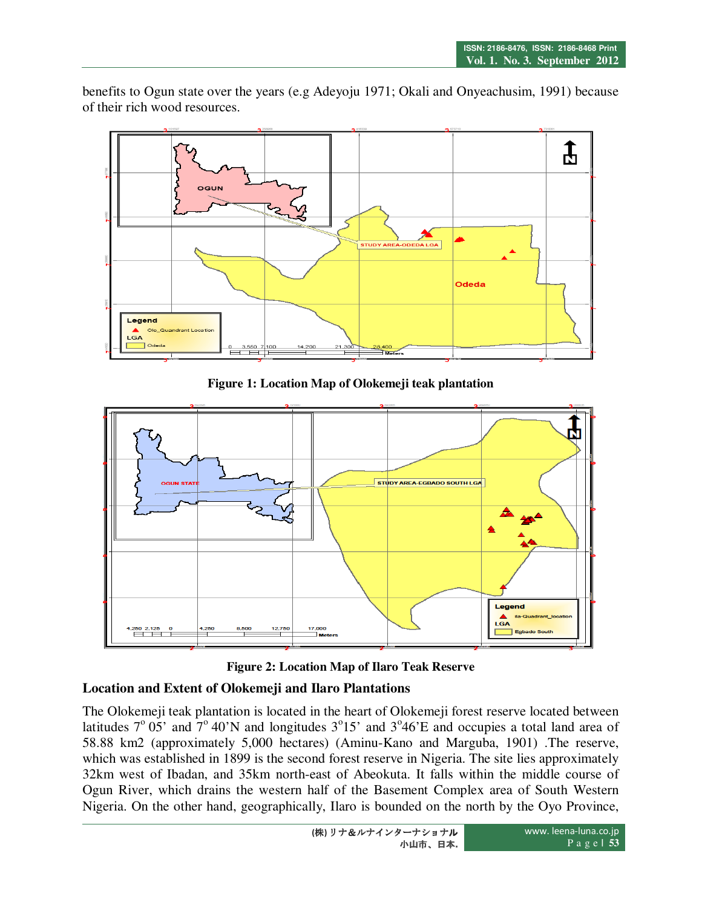benefits to Ogun state over the years (e.g Adeyoju 1971; Okali and Onyeachusim, 1991) because of their rich wood resources.

OGUN

STUDY AREA-ODEDA LGA

Odeda

Legend

Olo_Quandrant Location

LGA

Odeda

0 3,550 7,100 14,200 21,300 28,400 Meters

Figure 1: Location Map of Olokemeji teak plantation

OGUN STATE

STUDY AREA-EGBADO SOUTH LGA

Legend

Ila-Quadrant_location

LGA

Egbado South

4,250 2,125 0 4,250 8,500 12,750 17,000 Meters

Figure 2: Location Map of Ilaro Teak Reserve

## Location and Extent of Olokemeji and Ilaro Plantations

The Olokemeji teak plantation is located in the heart of Olokemeji forest reserve located between latitudes 7° 05' and 7° 40'N and longitudes 3°15' and 3°46'E and occupies a total land area of 58.88 km2 (approximately 5,000 hectares) (Aminu-Kano and Marguba, 1901) .The reserve, which was established in 1899 is the second forest reserve in Nigeria. The site lies approximately 32km west of Ibadan, and 35km north-east of Abeokuta. It falls within the middle course of Ogun River, which drains the western half of the Basement Complex area of South Western Nigeria. On the other hand, geographically, Ilaro is bounded on the north by the Oyo Province,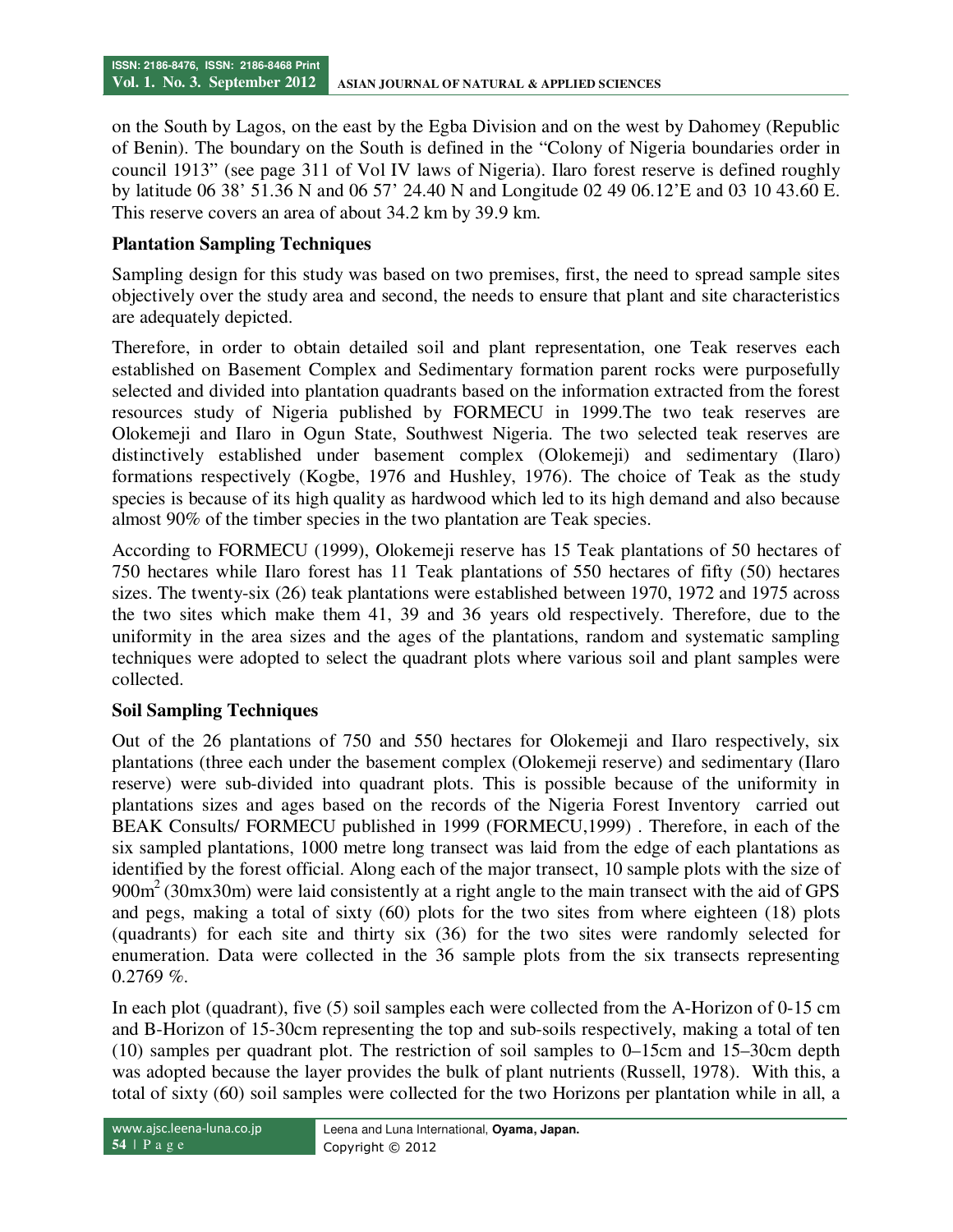on the South by Lagos, on the east by the Egba Division and on the west by Dahomey (Republic of Benin). The boundary on the South is defined in the "Colony of Nigeria boundaries order in council 1913" (see page 311 of Vol IV laws of Nigeria). Ilaro forest reserve is defined roughly by latitude 06 38' 51.36 N and 06 57' 24.40 N and Longitude 02 49 06.12'E and 03 10 43.60 E. This reserve covers an area of about 34.2 km by 39.9 km.

**Plantation Sampling Techniques**

Sampling design for this study was based on two premises, first, the need to spread sample sites objectively over the study area and second, the needs to ensure that plant and site characteristics are adequately depicted.

Therefore, in order to obtain detailed soil and plant representation, one Teak reserves each established on Basement Complex and Sedimentary formation parent rocks were purposefully selected and divided into plantation quadrants based on the information extracted from the forest resources study of Nigeria published by FORMECU in 1999.The two teak reserves are Olokemeji and Ilaro in Ogun State, Southwest Nigeria. The two selected teak reserves are distinctively established under basement complex (Olokemeji) and sedimentary (Ilaro) formations respectively (Kogbe, 1976 and Hushley, 1976). The choice of Teak as the study species is because of its high quality as hardwood which led to its high demand and also because almost 90% of the timber species in the two plantation are Teak species.

According to FORMECU (1999), Olokemeji reserve has 15 Teak plantations of 50 hectares of 750 hectares while Ilaro forest has 11 Teak plantations of 550 hectares of fifty (50) hectares sizes. The twenty-six (26) teak plantations were established between 1970, 1972 and 1975 across the two sites which make them 41, 39 and 36 years old respectively. Therefore, due to the uniformity in the area sizes and the ages of the plantations, random and systematic sampling techniques were adopted to select the quadrant plots where various soil and plant samples were collected.

**Soil Sampling Techniques**

Out of the 26 plantations of 750 and 550 hectares for Olokemeji and Ilaro respectively, six plantations (three each under the basement complex (Olokemeji reserve) and sedimentary (Ilaro reserve) were sub-divided into quadrant plots. This is possible because of the uniformity in plantations sizes and ages based on the records of the Nigeria Forest Inventory carried out BEAK Consults/ FORMECU published in 1999 (FORMECU,1999) . Therefore, in each of the six sampled plantations, 1000 metre long transect was laid from the edge of each plantations as identified by the forest official. Along each of the major transect, 10 sample plots with the size of $900m^2$ (30mx30m) were laid consistently at a right angle to the main transect with the aid of GPS and pegs, making a total of sixty (60) plots for the two sites from where eighteen (18) plots (quadrants) for each site and thirty six (36) for the two sites were randomly selected for enumeration. Data were collected in the 36 sample plots from the six transects representing 0.2769 %.

In each plot (quadrant), five (5) soil samples each were collected from the A-Horizon of 0-15 cm and B-Horizon of 15-30cm representing the top and sub-soils respectively, making a total of ten (10) samples per quadrant plot. The restriction of soil samples to 0–15cm and 15–30cm depth was adopted because the layer provides the bulk of plant nutrients (Russell, 1978). With this, a total of sixty (60) soil samples were collected for the two Horizons per plantation while in all, a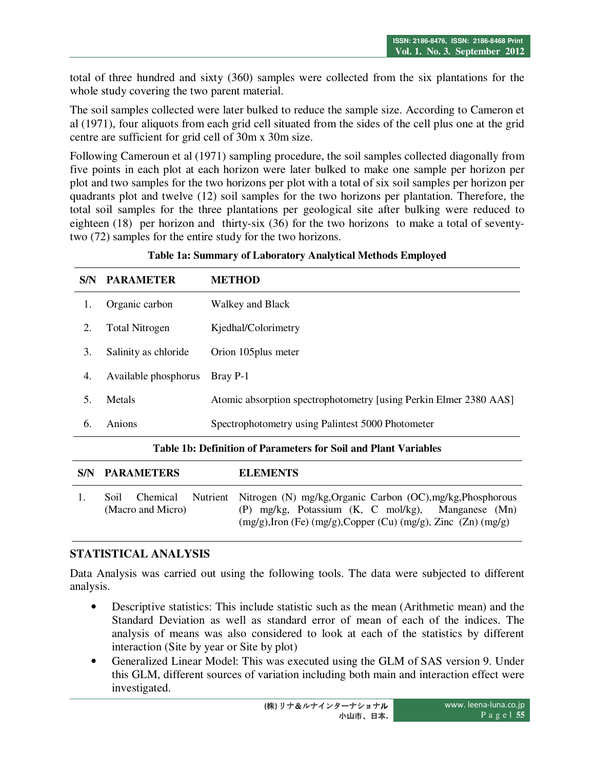total of three hundred and sixty (360) samples were collected from the six plantations for the whole study covering the two parent material.

The soil samples collected were later bulked to reduce the sample size. According to Cameron et al (1971), four aliquots from each grid cell situated from the sides of the cell plus one at the grid centre are sufficient for grid cell of 30m x 30m size.

Following Cameroun et al (1971) sampling procedure, the soil samples collected diagonally from five points in each plot at each horizon were later bulked to make one sample per horizon per plot and two samples for the two horizons per plot with a total of six soil samples per horizon per quadrants plot and twelve (12) soil samples for the two horizons per plantation. Therefore, the total soil samples for the three plantations per geological site after bulking were reduced to eighteen (18) per horizon and thirty-six (36) for the two horizons to make a total of seventy-two (72) samples for the entire study for the two horizons.

**Table 1a: Summary of Laboratory Analytical Methods Employed**

| S/N | PARAMETER | METHOD |
|---|---|---|
| 1. | Organic carbon | Walkey and Black |
| 2. | Total Nitrogen | Kjedhal/Colorimetry |
| 3. | Salinity as chloride | Orion 105plus meter |
| 4. | Available phosphorus | Bray P-1 |
| 5. | Metals | Atomic absorption spectrophotometry [using Perkin Elmer 2380 AAS] |
| 6. | Anions | Spectrophotometry using Palintest 5000 Photometer |

**Table 1b: Definition of Parameters for Soil and Plant Variables**

| S/N | PARAMETERS | ELEMENTS |
|---|---|---|
| 1. | Soil Chemical Nutrient (Macro and Micro) | Nitrogen (N) mg/kg,Organic Carbon (OC),mg/kg,Phosphorous (P) mg/kg, Potassium (K, C mol/kg), Manganese (Mn) (mg/g),Iron (Fe) (mg/g),Copper (Cu) (mg/g), Zinc (Zn) (mg/g) |

## STATISTICAL ANALYSIS

Data Analysis was carried out using the following tools. The data were subjected to different analysis.

- Descriptive statistics: This include statistic such as the mean (Arithmetic mean) and the Standard Deviation as well as standard error of mean of each of the indices. The analysis of means was also considered to look at each of the statistics by different interaction (Site by year or Site by plot)
- Generalized Linear Model: This was executed using the GLM of SAS version 9. Under this GLM, different sources of variation including both main and interaction effect were investigated.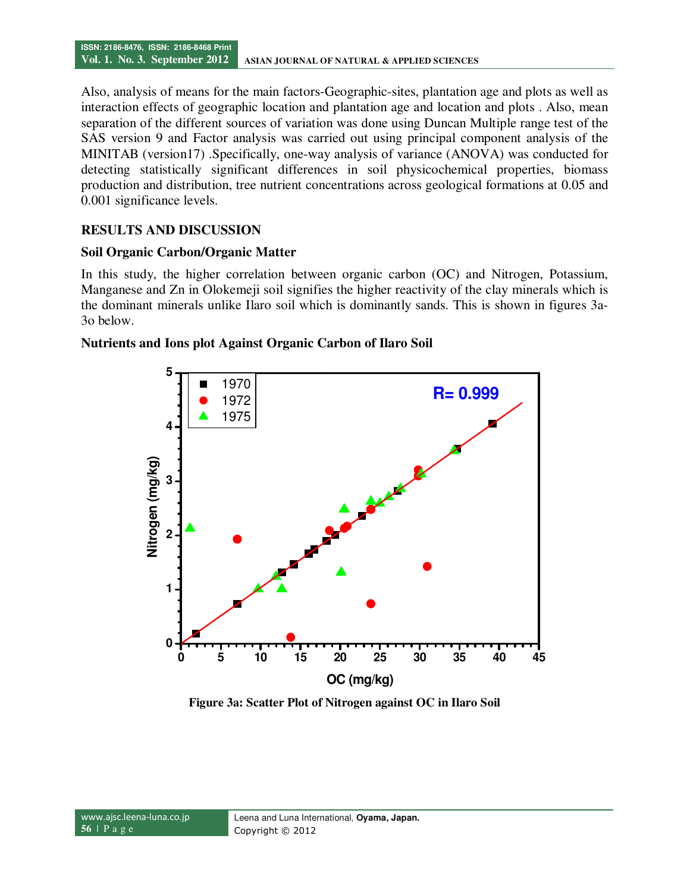Also, analysis of means for the main factors-Geographic-sites, plantation age and plots as well as interaction effects of geographic location and plantation age and location and plots . Also, mean separation of the different sources of variation was done using Duncan Multiple range test of the SAS version 9 and Factor analysis was carried out using principal component analysis of the MINITAB (version17) .Specifically, one-way analysis of variance (ANOVA) was conducted for detecting statistically significant differences in soil physicochemical properties, biomass production and distribution, tree nutrient concentrations across geological formations at 0.05 and 0.001 significance levels.

## RESULTS AND DISCUSSION

### Soil Organic Carbon/Organic Matter

In this study, the higher correlation between organic carbon (OC) and Nitrogen, Potassium, Manganese and Zn in Olokemeji soil signifies the higher reactivity of the clay minerals which is the dominant minerals unlike Ilaro soil which is dominantly sands. This is shown in figures 3a-3o below.

### Nutrients and Ions plot Against Organic Carbon of Ilaro Soil

1970
1972
1975
R= 0.999
Nitrogen (mg/kg)
OC (mg/kg)
0 1 2 3 4 5
0 5 10 15 20 25 30 35 40 45

**Figure 3a: Scatter Plot of Nitrogen against OC in Ilaro Soil**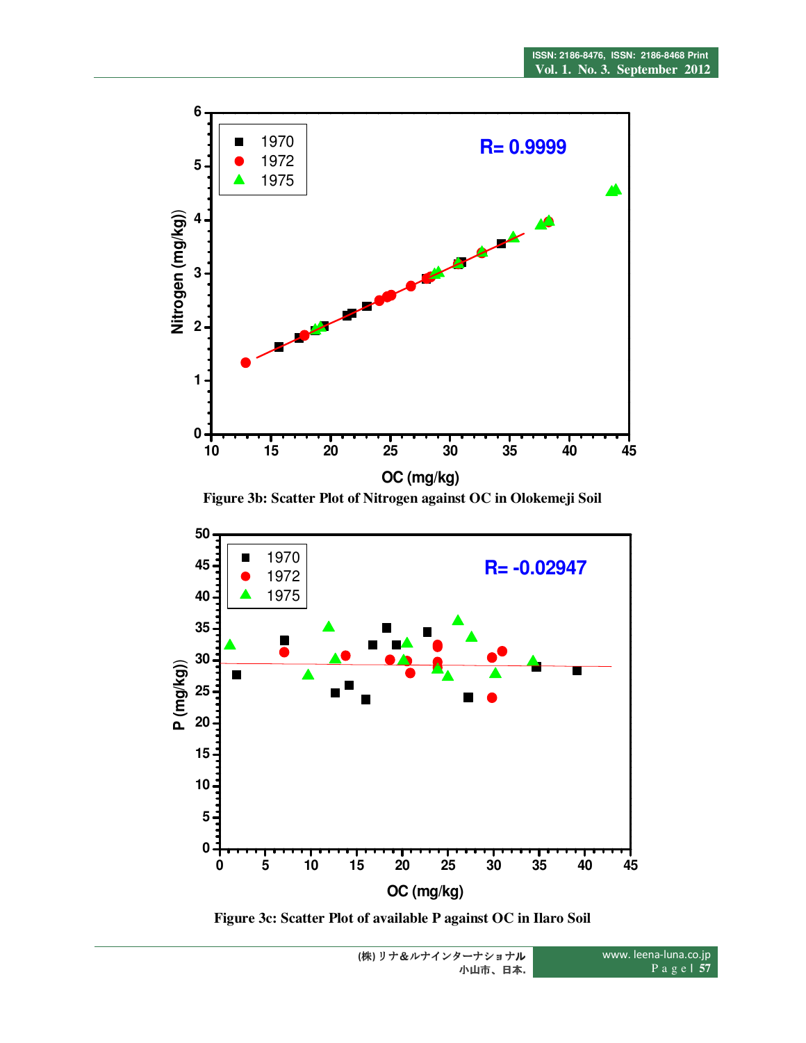6
5
4
3
2
1
0

10 15 20 25 30 35 40 45

Nitrogen (mg/kg))

OC (mg/kg)

1970
1972
1975

R= 0.9999

**Figure 3b: Scatter Plot of Nitrogen against OC in Olokemeji Soil**

50
45
40
35
30
25
20
15
10
5
0

0 5 10 15 20 25 30 35 40 45

P (mg/kg))

OC (mg/kg)

1970
1972
1975

R= -0.02947

**Figure 3c: Scatter Plot of available P against OC in Ilaro Soil**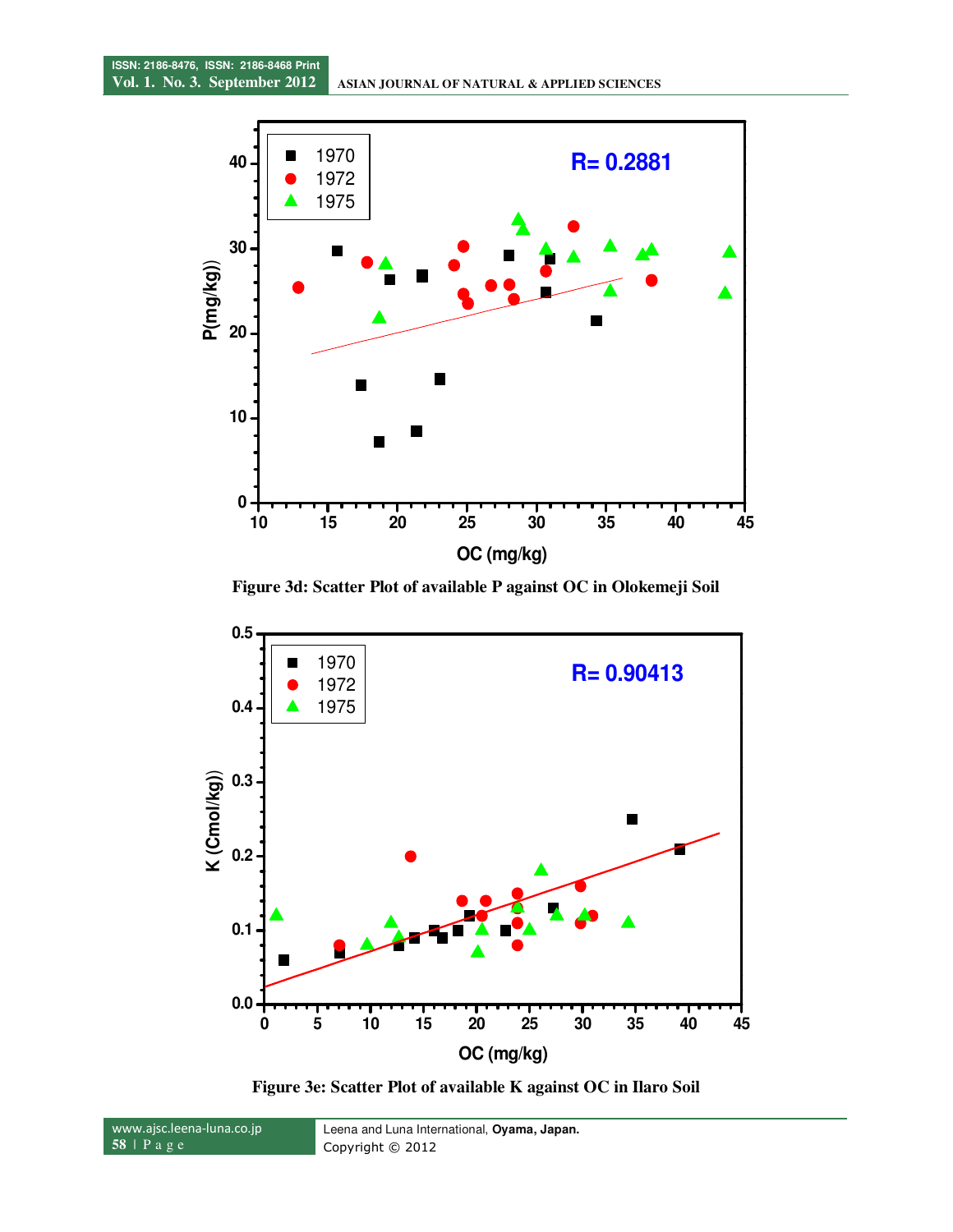40
30
20
10
0
10 15 20 25 30 35 40 45

P(mg/kg))

OC (mg/kg)

1970
1972
1975

R= 0.2881

Figure 3d: Scatter Plot of available P against OC in Olokemeji Soil

0.5
0.4
0.3
0.2
0.1
0.0
0 5 10 15 20 25 30 35 40 45

K (Cmol/kg))

OC (mg/kg)

1970
1972
1975

R= 0.90413

Figure 3e: Scatter Plot of available K against OC in Ilaro Soil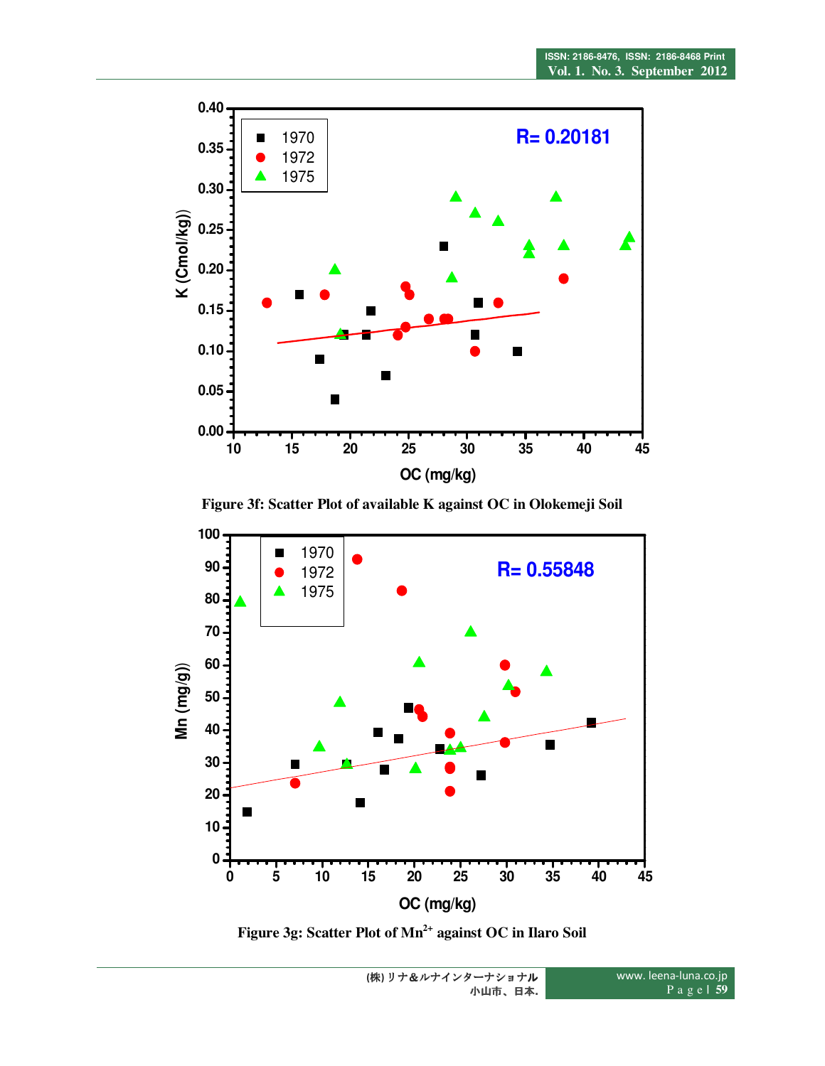0.40
0.35
0.30
0.25
0.20
0.15
0.10
0.05
0.00

K (Cmol/kg))

1970
1972
1975

R= 0.20181

10 15 20 25 30 35 40 45

OC (mg/kg)

**Figure 3f: Scatter Plot of available K against OC in Olokemeji Soil**

100
90
80
70
60
50
40
30
20
10
0

Mn (mg/g))

1970
1972
1975

R= 0.55848

0 5 10 15 20 25 30 35 40 45

OC (mg/kg)

**Figure 3g: Scatter Plot of $Mn^{2+}$ against OC in Ilaro Soil**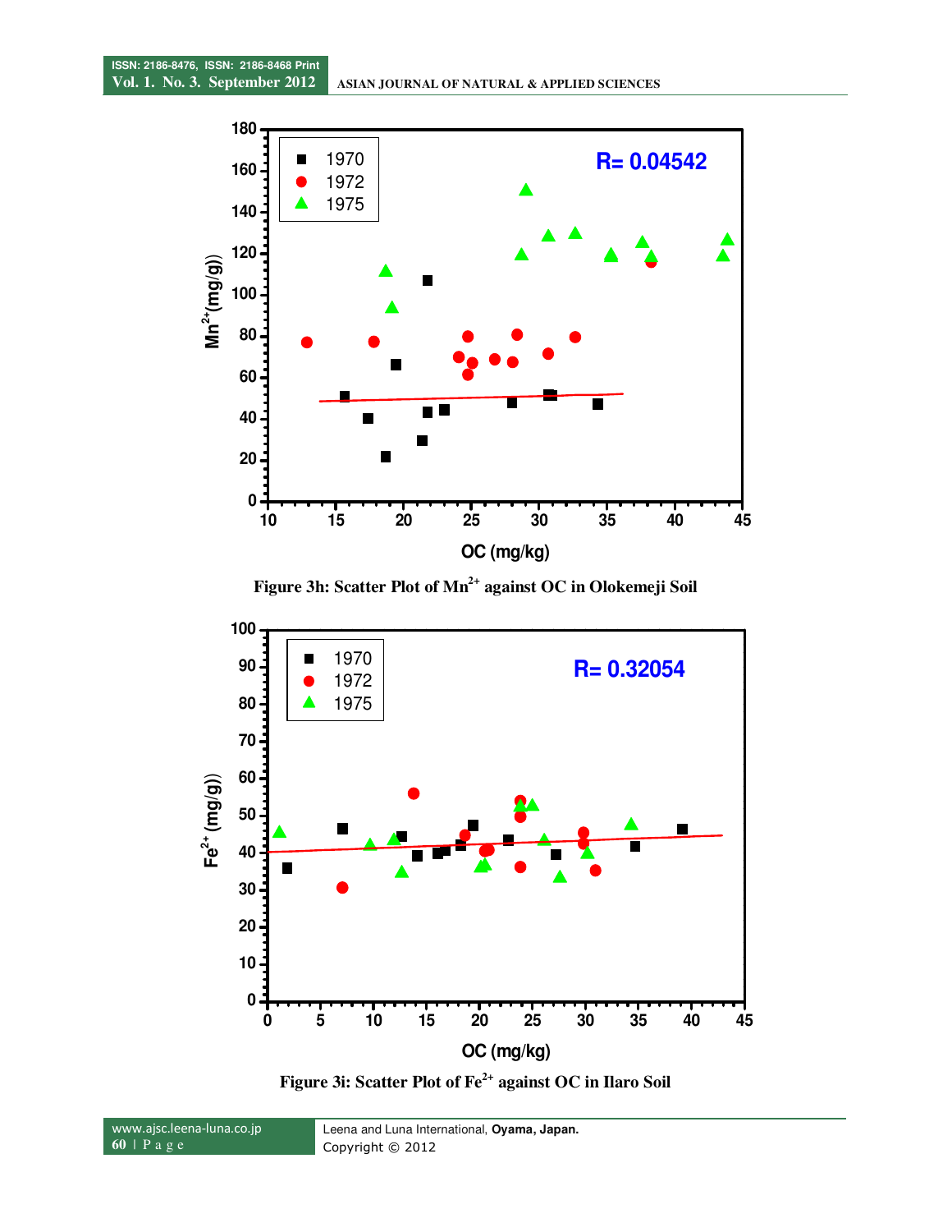Figure 3h: Scatter Plot of $Mn^{2+}$ against OC in Olokemeji Soil

Figure 3i: Scatter Plot of $Fe^{2+}$ against OC in Ilaro Soil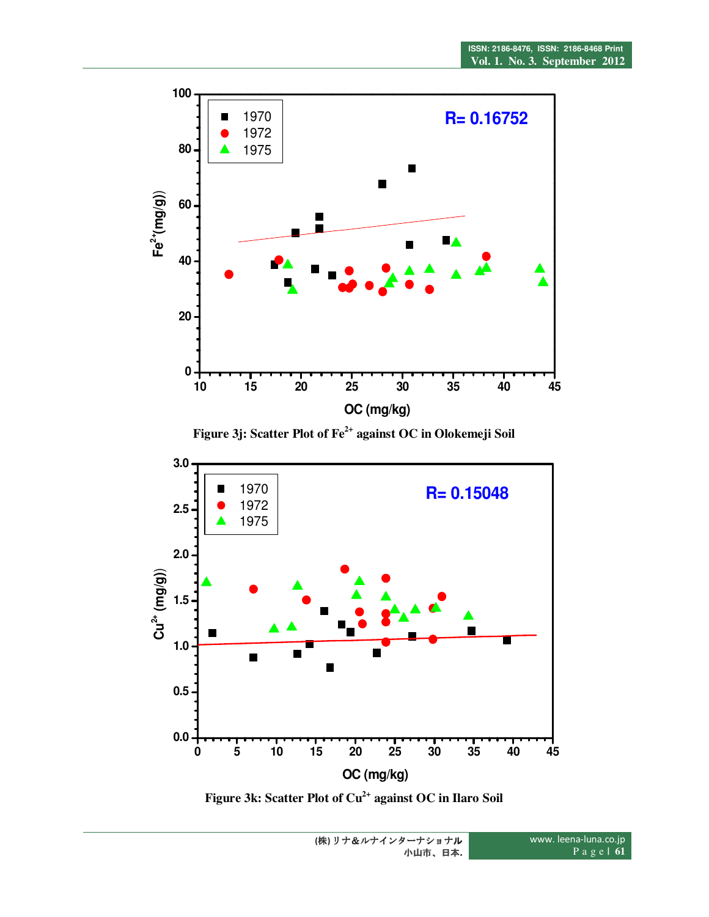100
80
60
40
20
0

$Fe^{2+}$(mg/g))

1970
1972
1975

R= 0.16752

10 15 20 25 30 35 40 45

OC (mg/kg)

**Figure 3j: Scatter Plot of $Fe^{2+}$ against OC in Olokemeji Soil**

3.0
2.5
2.0
1.5
1.0
0.5
0.0

$Cu^{2+}$ (mg/g))

1970
1972
1975

R= 0.15048

0 5 10 15 20 25 30 35 40 45

OC (mg/kg)

**Figure 3k: Scatter Plot of $Cu^{2+}$ against OC in Ilaro Soil**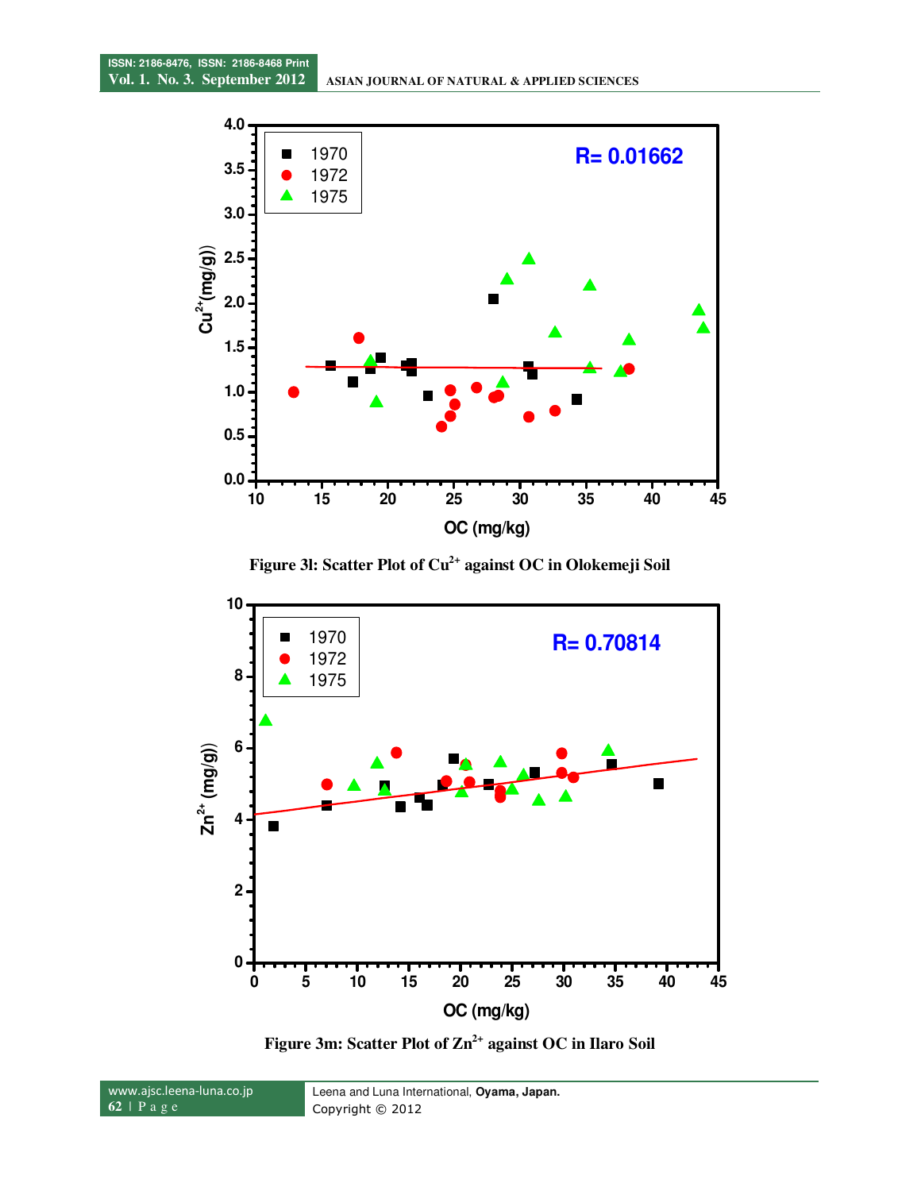Figure 3l: Scatter Plot of $Cu^{2+}$ against OC in Olokemeji Soil

Figure 3m: Scatter Plot of $Zn^{2+}$ against OC in Ilaro Soil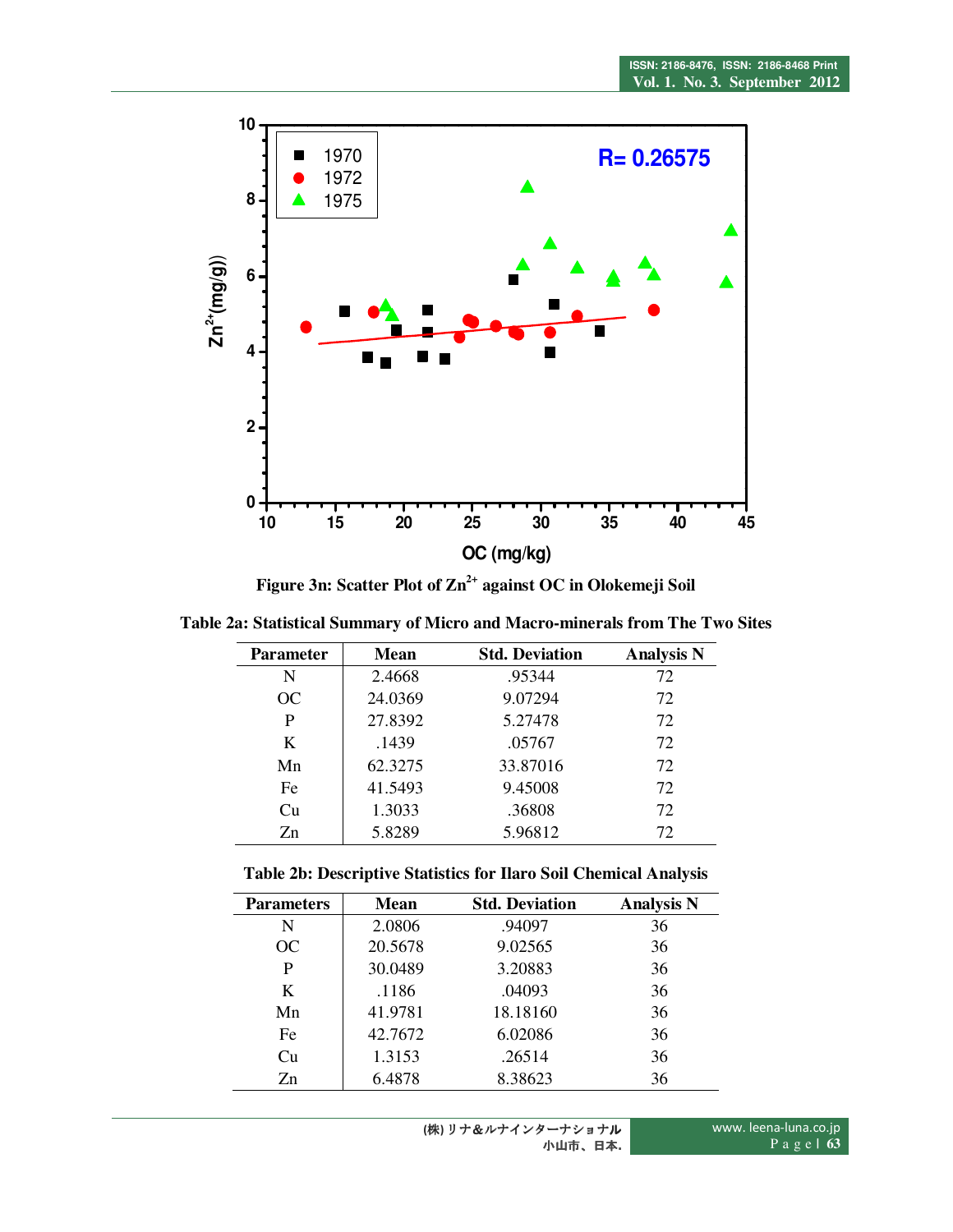10
8
6
4
2
0

1970
1972
1975

R= 0.26575

$Zn^{2+}$ (mg/g))

10 15 20 25 30 35 40 45

OC (mg/kg)

**Figure 3n: Scatter Plot of $Zn^{2+}$ against OC in Olokemeji Soil**

**Table 2a: Statistical Summary of Micro and Macro-minerals from The Two Sites**

| Parameter | Mean | Std. Deviation | Analysis N |
|---|---|---|---|
| N | 2.4668 | .95344 | 72 |
| OC | 24.0369 | 9.07294 | 72 |
| P | 27.8392 | 5.27478 | 72 |
| K | .1439 | .05767 | 72 |
| Mn | 62.3275 | 33.87016 | 72 |
| Fe | 41.5493 | 9.45008 | 72 |
| Cu | 1.3033 | .36808 | 72 |
| Zn | 5.8289 | 5.96812 | 72 |

**Table 2b: Descriptive Statistics for Ilaro Soil Chemical Analysis**

| Parameters | Mean | Std. Deviation | Analysis N |
|---|---|---|---|
| N | 2.0806 | .94097 | 36 |
| OC | 20.5678 | 9.02565 | 36 |
| P | 30.0489 | 3.20883 | 36 |
| K | .1186 | .04093 | 36 |
| Mn | 41.9781 | 18.18160 | 36 |
| Fe | 42.7672 | 6.02086 | 36 |
| Cu | 1.3153 | .26514 | 36 |
| Zn | 6.4878 | 8.38623 | 36 |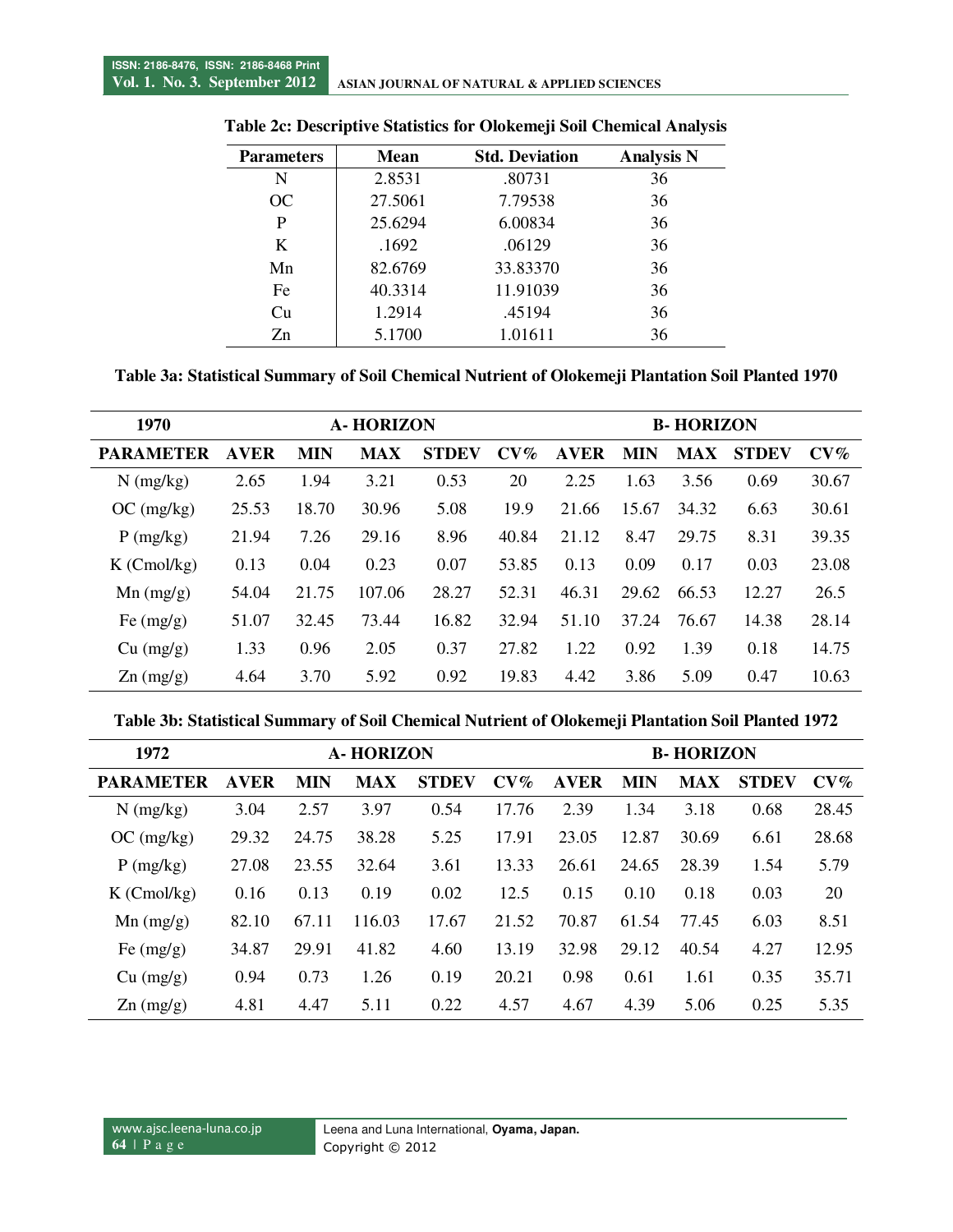**Table 2c: Descriptive Statistics for Olokemeji Soil Chemical Analysis**

| Parameters | Mean | Std. Deviation | Analysis N |
|---|---|---|---|
| N | 2.8531 | .80731 | 36 |
| OC | 27.5061 | 7.79538 | 36 |
| P | 25.6294 | 6.00834 | 36 |
| K | .1692 | .06129 | 36 |
| Mn | 82.6769 | 33.83370 | 36 |
| Fe | 40.3314 | 11.91039 | 36 |
| Cu | 1.2914 | .45194 | 36 |
| Zn | 5.1700 | 1.01611 | 36 |

**Table 3a: Statistical Summary of Soil Chemical Nutrient of Olokemeji Plantation Soil Planted 1970**

| 1970 | A- HORIZON | | | | | B- HORIZON | | | | |
|---|---|---|---|---|---|---|---|---|---|---|
| PARAMETER | AVER | MIN | MAX | STDEV | CV% | AVER | MIN | MAX | STDEV | CV% |
| N (mg/kg) | 2.65 | 1.94 | 3.21 | 0.53 | 20 | 2.25 | 1.63 | 3.56 | 0.69 | 30.67 |
| OC (mg/kg) | 25.53 | 18.70 | 30.96 | 5.08 | 19.9 | 21.66 | 15.67 | 34.32 | 6.63 | 30.61 |
| P (mg/kg) | 21.94 | 7.26 | 29.16 | 8.96 | 40.84 | 21.12 | 8.47 | 29.75 | 8.31 | 39.35 |
| K (Cmol/kg) | 0.13 | 0.04 | 0.23 | 0.07 | 53.85 | 0.13 | 0.09 | 0.17 | 0.03 | 23.08 |
| Mn (mg/g) | 54.04 | 21.75 | 107.06 | 28.27 | 52.31 | 46.31 | 29.62 | 66.53 | 12.27 | 26.5 |
| Fe (mg/g) | 51.07 | 32.45 | 73.44 | 16.82 | 32.94 | 51.10 | 37.24 | 76.67 | 14.38 | 28.14 |
| Cu (mg/g) | 1.33 | 0.96 | 2.05 | 0.37 | 27.82 | 1.22 | 0.92 | 1.39 | 0.18 | 14.75 |
| Zn (mg/g) | 4.64 | 3.70 | 5.92 | 0.92 | 19.83 | 4.42 | 3.86 | 5.09 | 0.47 | 10.63 |

**Table 3b: Statistical Summary of Soil Chemical Nutrient of Olokemeji Plantation Soil Planted 1972**

| 1972 | A- HORIZON | | | | | B- HORIZON | | | | |
|---|---|---|---|---|---|---|---|---|---|---|
| PARAMETER | AVER | MIN | MAX | STDEV | CV% | AVER | MIN | MAX | STDEV | CV% |
| N (mg/kg) | 3.04 | 2.57 | 3.97 | 0.54 | 17.76 | 2.39 | 1.34 | 3.18 | 0.68 | 28.45 |
| OC (mg/kg) | 29.32 | 24.75 | 38.28 | 5.25 | 17.91 | 23.05 | 12.87 | 30.69 | 6.61 | 28.68 |
| P (mg/kg) | 27.08 | 23.55 | 32.64 | 3.61 | 13.33 | 26.61 | 24.65 | 28.39 | 1.54 | 5.79 |
| K (Cmol/kg) | 0.16 | 0.13 | 0.19 | 0.02 | 12.5 | 0.15 | 0.10 | 0.18 | 0.03 | 20 |
| Mn (mg/g) | 82.10 | 67.11 | 116.03 | 17.67 | 21.52 | 70.87 | 61.54 | 77.45 | 6.03 | 8.51 |
| Fe (mg/g) | 34.87 | 29.91 | 41.82 | 4.60 | 13.19 | 32.98 | 29.12 | 40.54 | 4.27 | 12.95 |
| Cu (mg/g) | 0.94 | 0.73 | 1.26 | 0.19 | 20.21 | 0.98 | 0.61 | 1.61 | 0.35 | 35.71 |
| Zn (mg/g) | 4.81 | 4.47 | 5.11 | 0.22 | 4.57 | 4.67 | 4.39 | 5.06 | 0.25 | 5.35 |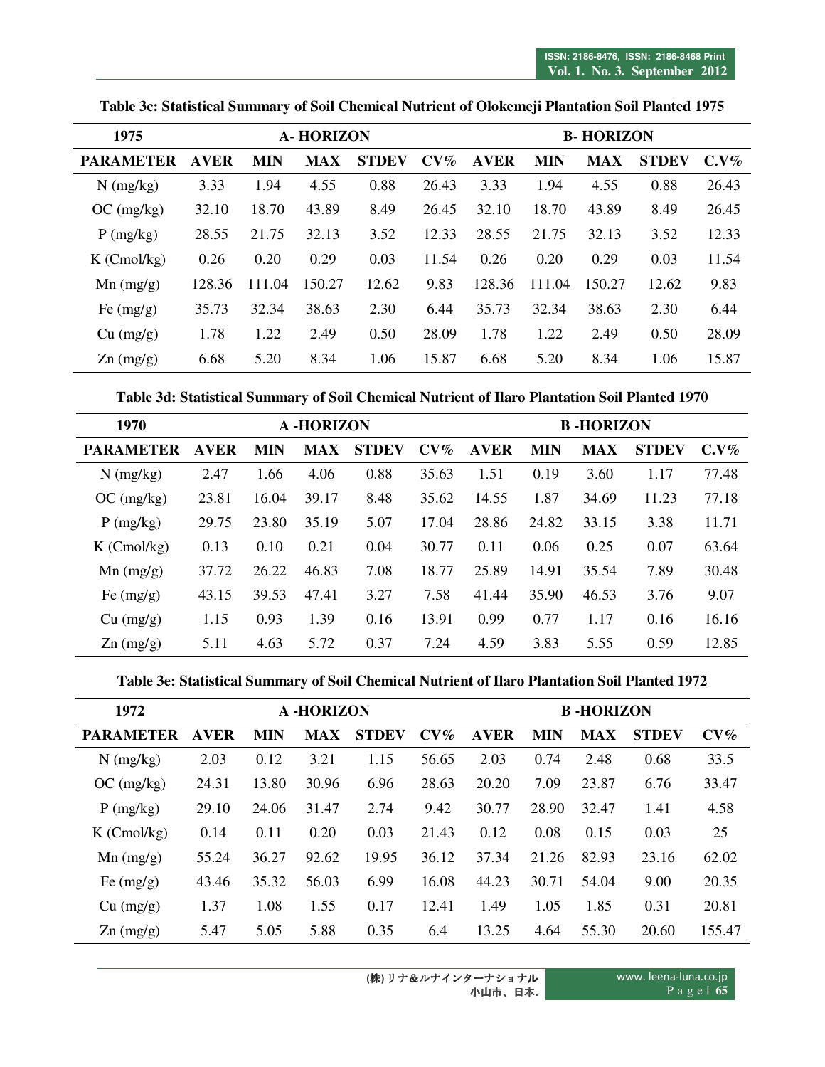**Table 3c: Statistical Summary of Soil Chemical Nutrient of Olokemeji Plantation Soil Planted 1975**

| 1975 | A- HORIZON | | | | | B- HORIZON | | | | |
|---|---|---|---|---|---|---|---|---|---|---|
| PARAMETER | AVER | MIN | MAX | STDEV | CV% | AVER | MIN | MAX | STDEV | C.V% |
| N (mg/kg) | 3.33 | 1.94 | 4.55 | 0.88 | 26.43 | 3.33 | 1.94 | 4.55 | 0.88 | 26.43 |
| OC (mg/kg) | 32.10 | 18.70 | 43.89 | 8.49 | 26.45 | 32.10 | 18.70 | 43.89 | 8.49 | 26.45 |
| P (mg/kg) | 28.55 | 21.75 | 32.13 | 3.52 | 12.33 | 28.55 | 21.75 | 32.13 | 3.52 | 12.33 |
| K (Cmol/kg) | 0.26 | 0.20 | 0.29 | 0.03 | 11.54 | 0.26 | 0.20 | 0.29 | 0.03 | 11.54 |
| Mn (mg/g) | 128.36 | 111.04 | 150.27 | 12.62 | 9.83 | 128.36 | 111.04 | 150.27 | 12.62 | 9.83 |
| Fe (mg/g) | 35.73 | 32.34 | 38.63 | 2.30 | 6.44 | 35.73 | 32.34 | 38.63 | 2.30 | 6.44 |
| Cu (mg/g) | 1.78 | 1.22 | 2.49 | 0.50 | 28.09 | 1.78 | 1.22 | 2.49 | 0.50 | 28.09 |
| Zn (mg/g) | 6.68 | 5.20 | 8.34 | 1.06 | 15.87 | 6.68 | 5.20 | 8.34 | 1.06 | 15.87 |

**Table 3d: Statistical Summary of Soil Chemical Nutrient of Ilaro Plantation Soil Planted 1970**

| 1970 | A -HORIZON | | | | | B -HORIZON | | | | |
|---|---|---|---|---|---|---|---|---|---|---|
| PARAMETER | AVER | MIN | MAX | STDEV | CV% | AVER | MIN | MAX | STDEV | C.V% |
| N (mg/kg) | 2.47 | 1.66 | 4.06 | 0.88 | 35.63 | 1.51 | 0.19 | 3.60 | 1.17 | 77.48 |
| OC (mg/kg) | 23.81 | 16.04 | 39.17 | 8.48 | 35.62 | 14.55 | 1.87 | 34.69 | 11.23 | 77.18 |
| P (mg/kg) | 29.75 | 23.80 | 35.19 | 5.07 | 17.04 | 28.86 | 24.82 | 33.15 | 3.38 | 11.71 |
| K (Cmol/kg) | 0.13 | 0.10 | 0.21 | 0.04 | 30.77 | 0.11 | 0.06 | 0.25 | 0.07 | 63.64 |
| Mn (mg/g) | 37.72 | 26.22 | 46.83 | 7.08 | 18.77 | 25.89 | 14.91 | 35.54 | 7.89 | 30.48 |
| Fe (mg/g) | 43.15 | 39.53 | 47.41 | 3.27 | 7.58 | 41.44 | 35.90 | 46.53 | 3.76 | 9.07 |
| Cu (mg/g) | 1.15 | 0.93 | 1.39 | 0.16 | 13.91 | 0.99 | 0.77 | 1.17 | 0.16 | 16.16 |
| Zn (mg/g) | 5.11 | 4.63 | 5.72 | 0.37 | 7.24 | 4.59 | 3.83 | 5.55 | 0.59 | 12.85 |

**Table 3e: Statistical Summary of Soil Chemical Nutrient of Ilaro Plantation Soil Planted 1972**

| 1972 | A -HORIZON | | | | | B -HORIZON | | | | |
|---|---|---|---|---|---|---|---|---|---|---|
| PARAMETER | AVER | MIN | MAX | STDEV | CV% | AVER | MIN | MAX | STDEV | CV% |
| N (mg/kg) | 2.03 | 0.12 | 3.21 | 1.15 | 56.65 | 2.03 | 0.74 | 2.48 | 0.68 | 33.5 |
| OC (mg/kg) | 24.31 | 13.80 | 30.96 | 6.96 | 28.63 | 20.20 | 7.09 | 23.87 | 6.76 | 33.47 |
| P (mg/kg) | 29.10 | 24.06 | 31.47 | 2.74 | 9.42 | 30.77 | 28.90 | 32.47 | 1.41 | 4.58 |
| K (Cmol/kg) | 0.14 | 0.11 | 0.20 | 0.03 | 21.43 | 0.12 | 0.08 | 0.15 | 0.03 | 25 |
| Mn (mg/g) | 55.24 | 36.27 | 92.62 | 19.95 | 36.12 | 37.34 | 21.26 | 82.93 | 23.16 | 62.02 |
| Fe (mg/g) | 43.46 | 35.32 | 56.03 | 6.99 | 16.08 | 44.23 | 30.71 | 54.04 | 9.00 | 20.35 |
| Cu (mg/g) | 1.37 | 1.08 | 1.55 | 0.17 | 12.41 | 1.49 | 1.05 | 1.85 | 0.31 | 20.81 |
| Zn (mg/g) | 5.47 | 5.05 | 5.88 | 0.35 | 6.4 | 13.25 | 4.64 | 55.30 | 20.60 | 155.47 |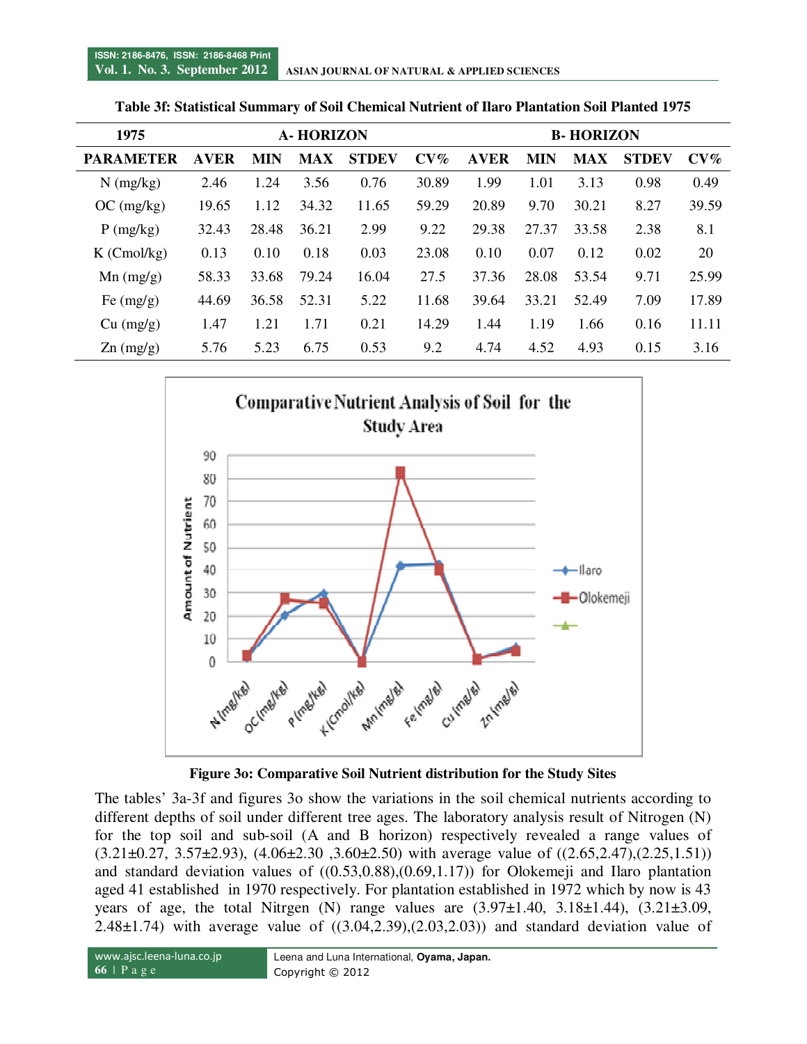**Table 3f: Statistical Summary of Soil Chemical Nutrient of Ilaro Plantation Soil Planted 1975**

| 1975 | A- HORIZON | | | | | B- HORIZON | | | | |
|---|---|---|---|---|---|---|---|---|---|---|
| PARAMETER | AVER | MIN | MAX | STDEV | CV% | AVER | MIN | MAX | STDEV | CV% |
| N (mg/kg) | 2.46 | 1.24 | 3.56 | 0.76 | 30.89 | 1.99 | 1.01 | 3.13 | 0.98 | 0.49 |
| OC (mg/kg) | 19.65 | 1.12 | 34.32 | 11.65 | 59.29 | 20.89 | 9.70 | 30.21 | 8.27 | 39.59 |
| P (mg/kg) | 32.43 | 28.48 | 36.21 | 2.99 | 9.22 | 29.38 | 27.37 | 33.58 | 2.38 | 8.1 |
| K (Cmol/kg) | 0.13 | 0.10 | 0.18 | 0.03 | 23.08 | 0.10 | 0.07 | 0.12 | 0.02 | 20 |
| Mn (mg/g) | 58.33 | 33.68 | 79.24 | 16.04 | 27.5 | 37.36 | 28.08 | 53.54 | 9.71 | 25.99 |
| Fe (mg/g) | 44.69 | 36.58 | 52.31 | 5.22 | 11.68 | 39.64 | 33.21 | 52.49 | 7.09 | 17.89 |
| Cu (mg/g) | 1.47 | 1.21 | 1.71 | 0.21 | 14.29 | 1.44 | 1.19 | 1.66 | 0.16 | 11.11 |
| Zn (mg/g) | 5.76 | 5.23 | 6.75 | 0.53 | 9.2 | 4.74 | 4.52 | 4.93 | 0.15 | 3.16 |

Comparative Nutrient Analysis of Soil for the Study Area

Amount of Nutrient

90
80
70
60
50
40
30
20
10
0

N (mg/kg) OC (mg/kg) P (mg/kg) K (Cmol/kg) Mn (mg/g) Fe (mg/g) Cu (mg/g) Zn (mg/g)

Ilaro
Olokemeji

Figure 3o: Comparative Soil Nutrient distribution for the Study Sites

The tables' 3a-3f and figures 3o show the variations in the soil chemical nutrients according to different depths of soil under different tree ages. The laboratory analysis result of Nitrogen (N) for the top soil and sub-soil (A and B horizon) respectively revealed a range values of (3.21±0.27, 3.57±2.93), (4.06±2.30 ,3.60±2.50) with average value of ((2.65,2.47),(2.25,1.51)) and standard deviation values of ((0.53,0.88),(0.69,1.17)) for Olokemeji and Ilaro plantation aged 41 established in 1970 respectively. For plantation established in 1972 which by now is 43 years of age, the total Nitrgen (N) range values are (3.97±1.40, 3.18±1.44), (3.21±3.09, 2.48±1.74) with average value of ((3.04,2.39),(2.03,2.03)) and standard deviation value of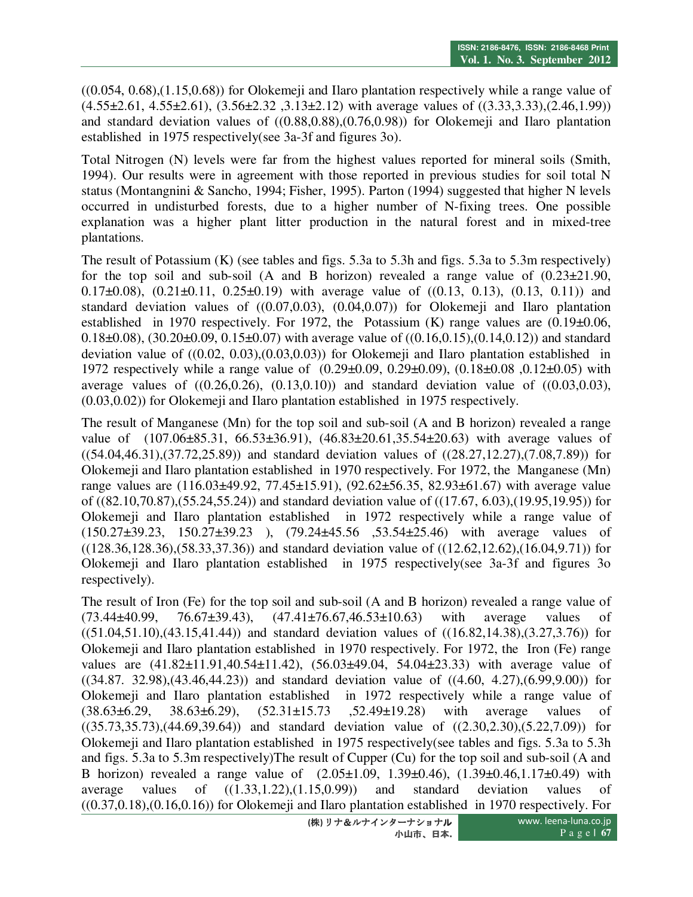((0.054, 0.68),(1.15,0.68)) for Olokemeji and Ilaro plantation respectively while a range value of (4.55±2.61, 4.55±2.61), (3.56±2.32 ,3.13±2.12) with average values of ((3.33,3.33),(2.46,1.99)) and standard deviation values of ((0.88,0.88),(0.76,0.98)) for Olokemeji and Ilaro plantation established in 1975 respectively(see 3a-3f and figures 3o).

Total Nitrogen (N) levels were far from the highest values reported for mineral soils (Smith, 1994). Our results were in agreement with those reported in previous studies for soil total N status (Montangnini & Sancho, 1994; Fisher, 1995). Parton (1994) suggested that higher N levels occurred in undisturbed forests, due to a higher number of N-fixing trees. One possible explanation was a higher plant litter production in the natural forest and in mixed-tree plantations.

The result of Potassium (K) (see tables and figs. 5.3a to 5.3h and figs. 5.3a to 5.3m respectively) for the top soil and sub-soil (A and B horizon) revealed a range value of (0.23±21.90, 0.17±0.08), (0.21±0.11, 0.25±0.19) with average value of ((0.13, 0.13), (0.13, 0.11)) and standard deviation values of ((0.07,0.03), (0.04,0.07)) for Olokemeji and Ilaro plantation established in 1970 respectively. For 1972, the Potassium (K) range values are (0.19±0.06, 0.18±0.08), (30.20±0.09, 0.15±0.07) with average value of ((0.16,0.15),(0.14,0.12)) and standard deviation value of ((0.02, 0.03),(0.03,0.03)) for Olokemeji and Ilaro plantation established in 1972 respectively while a range value of (0.29±0.09, 0.29±0.09), (0.18±0.08 ,0.12±0.05) with average values of ((0.26,0.26), (0.13,0.10)) and standard deviation value of ((0.03,0.03), (0.03,0.02)) for Olokemeji and Ilaro plantation established in 1975 respectively.

The result of Manganese (Mn) for the top soil and sub-soil (A and B horizon) revealed a range value of (107.06±85.31, 66.53±36.91), (46.83±20.61,35.54±20.63) with average values of ((54.04,46.31),(37.72,25.89)) and standard deviation values of ((28.27,12.27),(7.08,7.89)) for Olokemeji and Ilaro plantation established in 1970 respectively. For 1972, the Manganese (Mn) range values are (116.03±49.92, 77.45±15.91), (92.62±56.35, 82.93±61.67) with average value of ((82.10,70.87),(55.24,55.24)) and standard deviation value of ((17.67, 6.03),(19.95,19.95)) for Olokemeji and Ilaro plantation established in 1972 respectively while a range value of (150.27±39.23, 150.27±39.23 ), (79.24±45.56 ,53.54±25.46) with average values of ((128.36,128.36),(58.33,37.36)) and standard deviation value of ((12.62,12.62),(16.04,9.71)) for Olokemeji and Ilaro plantation established in 1975 respectively(see 3a-3f and figures 3o respectively).

The result of Iron (Fe) for the top soil and sub-soil (A and B horizon) revealed a range value of (73.44±40.99, 76.67±39.43), (47.41±76.67,46.53±10.63) with average values of ((51.04,51.10),(43.15,41.44)) and standard deviation values of ((16.82,14.38),(3.27,3.76)) for Olokemeji and Ilaro plantation established in 1970 respectively. For 1972, the Iron (Fe) range values are (41.82±11.91,40.54±11.42), (56.03±49.04, 54.04±23.33) with average value of ((34.87. 32.98),(43.46,44.23)) and standard deviation value of ((4.60, 4.27),(6.99,9.00)) for Olokemeji and Ilaro plantation established in 1972 respectively while a range value of (38.63±6.29, 38.63±6.29), (52.31±15.73 ,52.49±19.28) with average values of ((35.73,35.73),(44.69,39.64)) and standard deviation value of ((2.30,2.30),(5.22,7.09)) for Olokemeji and Ilaro plantation established in 1975 respectively(see tables and figs. 5.3a to 5.3h and figs. 5.3a to 5.3m respectively)The result of Cupper (Cu) for the top soil and sub-soil (A and B horizon) revealed a range value of (2.05±1.09, 1.39±0.46), (1.39±0.46,1.17±0.49) with average values of ((1.33,1.22),(1.15,0.99)) and standard deviation values of ((0.37,0.18),(0.16,0.16)) for Olokemeji and Ilaro plantation established in 1970 respectively. For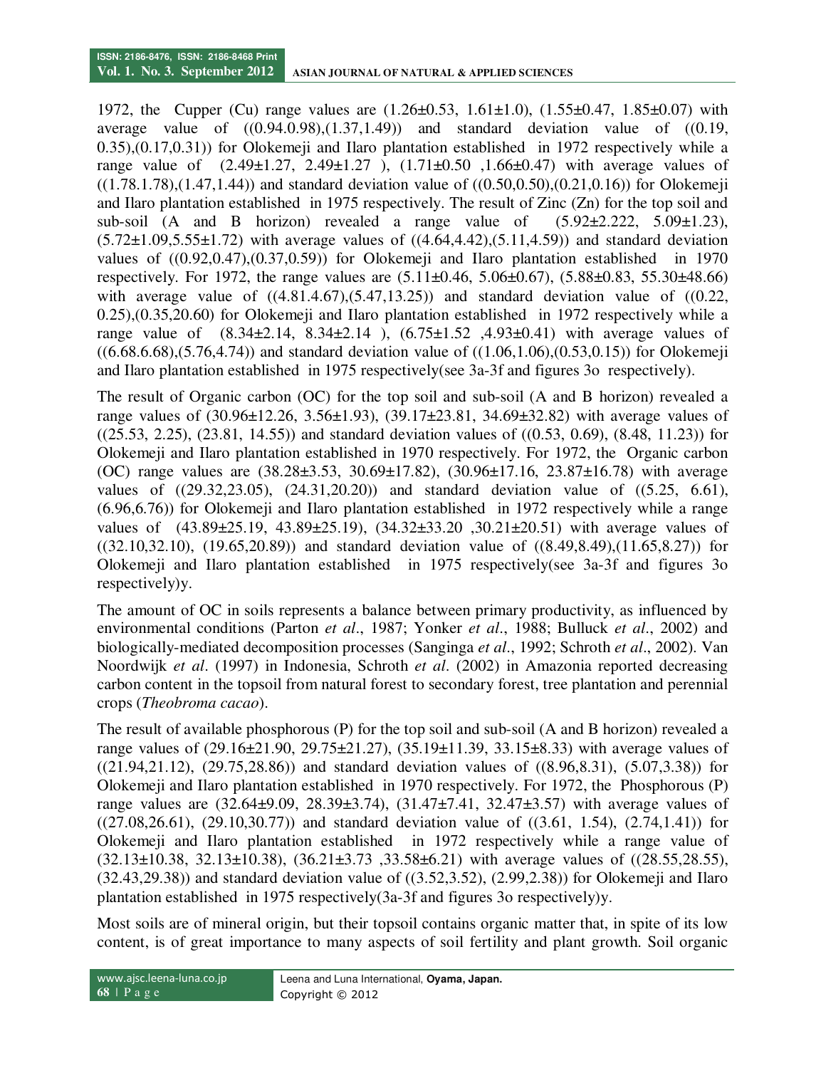1972, the Cupper (Cu) range values are (1.26±0.53, 1.61±1.0), (1.55±0.47, 1.85±0.07) with average value of ((0.94.0.98),(1.37,1.49)) and standard deviation value of ((0.19, 0.35),(0.17,0.31)) for Olokemeji and Ilaro plantation established in 1972 respectively while a range value of (2.49±1.27, 2.49±1.27 ), (1.71±0.50 ,1.66±0.47) with average values of ((1.78.1.78),(1.47,1.44)) and standard deviation value of ((0.50,0.50),(0.21,0.16)) for Olokemeji and Ilaro plantation established in 1975 respectively. The result of Zinc (Zn) for the top soil and sub-soil (A and B horizon) revealed a range value of (5.92±2.222, 5.09±1.23), (5.72±1.09,5.55±1.72) with average values of ((4.64,4.42),(5.11,4.59)) and standard deviation values of ((0.92,0.47),(0.37,0.59)) for Olokemeji and Ilaro plantation established in 1970 respectively. For 1972, the range values are (5.11±0.46, 5.06±0.67), (5.88±0.83, 55.30±48.66) with average value of ((4.81.4.67),(5.47,13.25)) and standard deviation value of ((0.22, 0.25),(0.35,20.60) for Olokemeji and Ilaro plantation established in 1972 respectively while a range value of (8.34±2.14, 8.34±2.14 ), (6.75±1.52 ,4.93±0.41) with average values of ((6.68.6.68),(5.76,4.74)) and standard deviation value of ((1.06,1.06),(0.53,0.15)) for Olokemeji and Ilaro plantation established in 1975 respectively(see 3a-3f and figures 3o respectively).

The result of Organic carbon (OC) for the top soil and sub-soil (A and B horizon) revealed a range values of (30.96±12.26, 3.56±1.93), (39.17±23.81, 34.69±32.82) with average values of ((25.53, 2.25), (23.81, 14.55)) and standard deviation values of ((0.53, 0.69), (8.48, 11.23)) for Olokemeji and Ilaro plantation established in 1970 respectively. For 1972, the Organic carbon (OC) range values are (38.28±3.53, 30.69±17.82), (30.96±17.16, 23.87±16.78) with average values of ((29.32,23.05), (24.31,20.20)) and standard deviation value of ((5.25, 6.61), (6.96,6.76)) for Olokemeji and Ilaro plantation established in 1972 respectively while a range values of (43.89±25.19, 43.89±25.19), (34.32±33.20 ,30.21±20.51) with average values of ((32.10,32.10), (19.65,20.89)) and standard deviation value of ((8.49,8.49),(11.65,8.27)) for Olokemeji and Ilaro plantation established in 1975 respectively(see 3a-3f and figures 3o respectively)y.

The amount of OC in soils represents a balance between primary productivity, as influenced by environmental conditions (Parton *et al*., 1987; Yonker *et al*., 1988; Bulluck *et al*., 2002) and biologically-mediated decomposition processes (Sanginga *et al*., 1992; Schroth *et al*., 2002). Van Noordwijk *et al*. (1997) in Indonesia, Schroth *et al*. (2002) in Amazonia reported decreasing carbon content in the topsoil from natural forest to secondary forest, tree plantation and perennial crops (*Theobroma cacao*).

The result of available phosphorous (P) for the top soil and sub-soil (A and B horizon) revealed a range values of (29.16±21.90, 29.75±21.27), (35.19±11.39, 33.15±8.33) with average values of ((21.94,21.12), (29.75,28.86)) and standard deviation values of ((8.96,8.31), (5.07,3.38)) for Olokemeji and Ilaro plantation established in 1970 respectively. For 1972, the Phosphorous (P) range values are (32.64±9.09, 28.39±3.74), (31.47±7.41, 32.47±3.57) with average values of ((27.08,26.61), (29.10,30.77)) and standard deviation value of ((3.61, 1.54), (2.74,1.41)) for Olokemeji and Ilaro plantation established in 1972 respectively while a range value of (32.13±10.38, 32.13±10.38), (36.21±3.73 ,33.58±6.21) with average values of ((28.55,28.55), (32.43,29.38)) and standard deviation value of ((3.52,3.52), (2.99,2.38)) for Olokemeji and Ilaro plantation established in 1975 respectively(3a-3f and figures 3o respectively)y.

Most soils are of mineral origin, but their topsoil contains organic matter that, in spite of its low content, is of great importance to many aspects of soil fertility and plant growth. Soil organic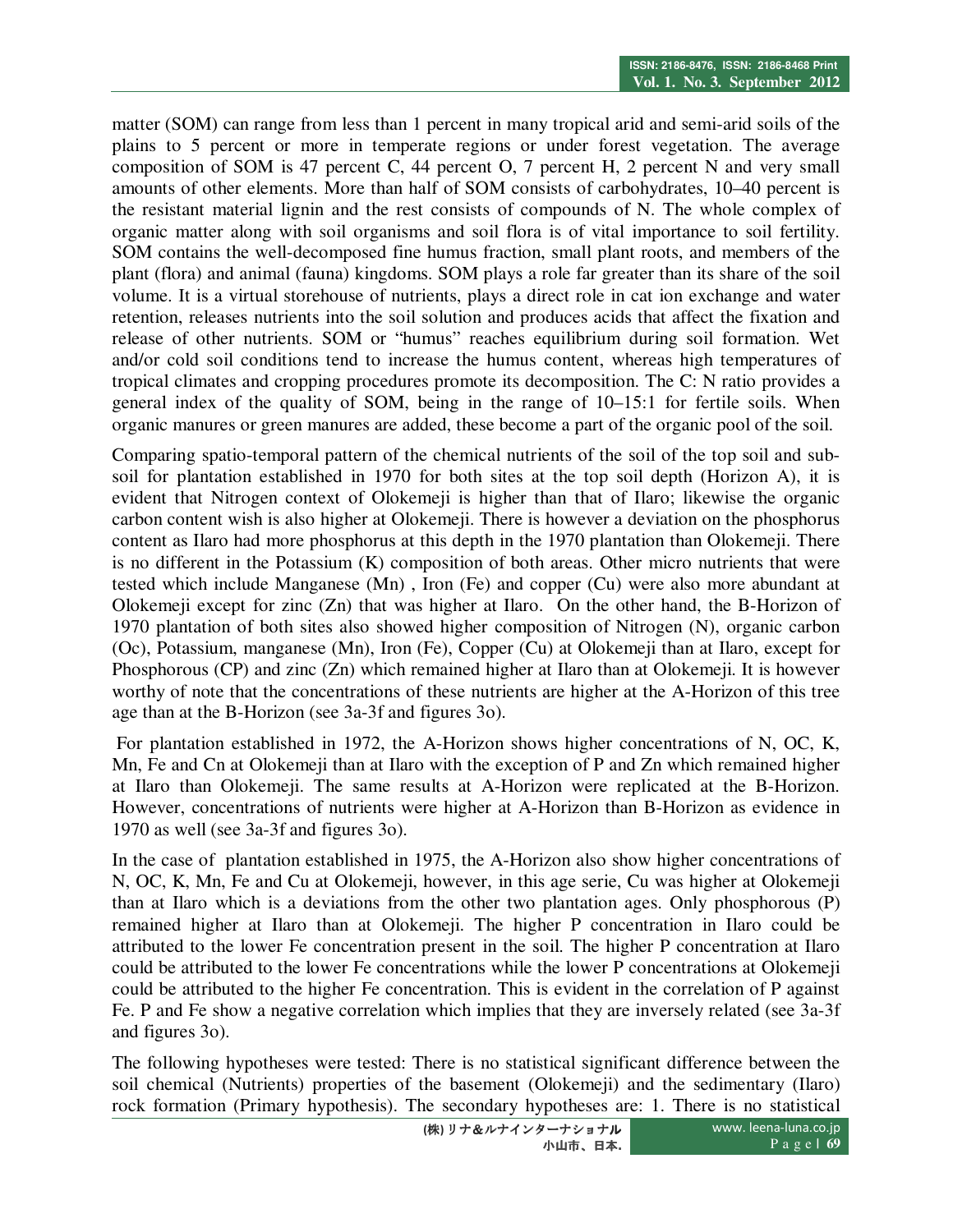matter (SOM) can range from less than 1 percent in many tropical arid and semi-arid soils of the plains to 5 percent or more in temperate regions or under forest vegetation. The average composition of SOM is 47 percent C, 44 percent O, 7 percent H, 2 percent N and very small amounts of other elements. More than half of SOM consists of carbohydrates, 10–40 percent is the resistant material lignin and the rest consists of compounds of N. The whole complex of organic matter along with soil organisms and soil flora is of vital importance to soil fertility. SOM contains the well-decomposed fine humus fraction, small plant roots, and members of the plant (flora) and animal (fauna) kingdoms. SOM plays a role far greater than its share of the soil volume. It is a virtual storehouse of nutrients, plays a direct role in cat ion exchange and water retention, releases nutrients into the soil solution and produces acids that affect the fixation and release of other nutrients. SOM or "humus" reaches equilibrium during soil formation. Wet and/or cold soil conditions tend to increase the humus content, whereas high temperatures of tropical climates and cropping procedures promote its decomposition. The C: N ratio provides a general index of the quality of SOM, being in the range of 10–15:1 for fertile soils. When organic manures or green manures are added, these become a part of the organic pool of the soil.

Comparing spatio-temporal pattern of the chemical nutrients of the soil of the top soil and sub-soil for plantation established in 1970 for both sites at the top soil depth (Horizon A), it is evident that Nitrogen context of Olokemeji is higher than that of Ilaro; likewise the organic carbon content wish is also higher at Olokemeji. There is however a deviation on the phosphorus content as Ilaro had more phosphorus at this depth in the 1970 plantation than Olokemeji. There is no different in the Potassium (K) composition of both areas. Other micro nutrients that were tested which include Manganese (Mn) , Iron (Fe) and copper (Cu) were also more abundant at Olokemeji except for zinc (Zn) that was higher at Ilaro. On the other hand, the B-Horizon of 1970 plantation of both sites also showed higher composition of Nitrogen (N), organic carbon (Oc), Potassium, manganese (Mn), Iron (Fe), Copper (Cu) at Olokemeji than at Ilaro, except for Phosphorous (CP) and zinc (Zn) which remained higher at Ilaro than at Olokemeji. It is however worthy of note that the concentrations of these nutrients are higher at the A-Horizon of this tree age than at the B-Horizon (see 3a-3f and figures 3o).

For plantation established in 1972, the A-Horizon shows higher concentrations of N, OC, K, Mn, Fe and Cn at Olokemeji than at Ilaro with the exception of P and Zn which remained higher at Ilaro than Olokemeji. The same results at A-Horizon were replicated at the B-Horizon. However, concentrations of nutrients were higher at A-Horizon than B-Horizon as evidence in 1970 as well (see 3a-3f and figures 3o).

In the case of plantation established in 1975, the A-Horizon also show higher concentrations of N, OC, K, Mn, Fe and Cu at Olokemeji, however, in this age serie, Cu was higher at Olokemeji than at Ilaro which is a deviations from the other two plantation ages. Only phosphorous (P) remained higher at Ilaro than at Olokemeji. The higher P concentration in Ilaro could be attributed to the lower Fe concentration present in the soil. The higher P concentration at Ilaro could be attributed to the lower Fe concentrations while the lower P concentrations at Olokemeji could be attributed to the higher Fe concentration. This is evident in the correlation of P against Fe. P and Fe show a negative correlation which implies that they are inversely related (see 3a-3f and figures 3o).

The following hypotheses were tested: There is no statistical significant difference between the soil chemical (Nutrients) properties of the basement (Olokemeji) and the sedimentary (Ilaro) rock formation (Primary hypothesis). The secondary hypotheses are: 1. There is no statistical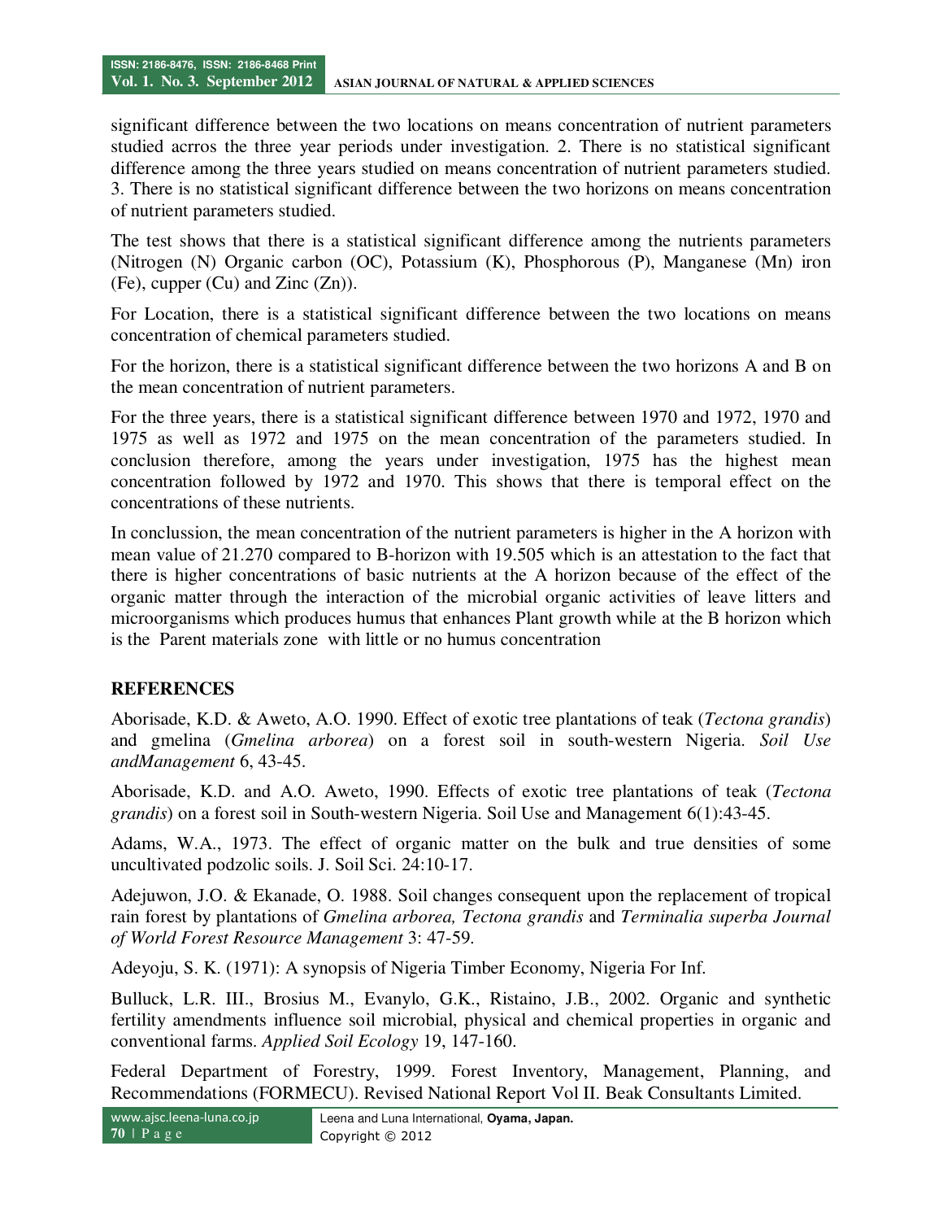significant difference between the two locations on means concentration of nutrient parameters studied acrros the three year periods under investigation. 2. There is no statistical significant difference among the three years studied on means concentration of nutrient parameters studied. 3. There is no statistical significant difference between the two horizons on means concentration of nutrient parameters studied.

The test shows that there is a statistical significant difference among the nutrients parameters (Nitrogen (N) Organic carbon (OC), Potassium (K), Phosphorous (P), Manganese (Mn) iron (Fe), cupper (Cu) and Zinc (Zn)).

For Location, there is a statistical significant difference between the two locations on means concentration of chemical parameters studied.

For the horizon, there is a statistical significant difference between the two horizons A and B on the mean concentration of nutrient parameters.

For the three years, there is a statistical significant difference between 1970 and 1972, 1970 and 1975 as well as 1972 and 1975 on the mean concentration of the parameters studied. In conclusion therefore, among the years under investigation, 1975 has the highest mean concentration followed by 1972 and 1970. This shows that there is temporal effect on the concentrations of these nutrients.

In conclussion, the mean concentration of the nutrient parameters is higher in the A horizon with mean value of 21.270 compared to B-horizon with 19.505 which is an attestation to the fact that there is higher concentrations of basic nutrients at the A horizon because of the effect of the organic matter through the interaction of the microbial organic activities of leave litters and microorganisms which produces humus that enhances Plant growth while at the B horizon which is the Parent materials zone with little or no humus concentration

## REFERENCES

Aborisade, K.D. & Aweto, A.O. 1990. Effect of exotic tree plantations of teak (*Tectona grandis*) and gmelina (*Gmelina arborea*) on a forest soil in south-western Nigeria. *Soil Use andManagement* 6, 43-45.

Aborisade, K.D. and A.O. Aweto, 1990. Effects of exotic tree plantations of teak (*Tectona grandis*) on a forest soil in South-western Nigeria. Soil Use and Management 6(1):43-45.

Adams, W.A., 1973. The effect of organic matter on the bulk and true densities of some uncultivated podzolic soils. J. Soil Sci. 24:10-17.

Adejuwon, J.O. & Ekanade, O. 1988. Soil changes consequent upon the replacement of tropical rain forest by plantations of *Gmelina arborea, Tectona grandis* and *Terminalia superba Journal of World Forest Resource Management* 3: 47-59.

Adeyoju, S. K. (1971): A synopsis of Nigeria Timber Economy, Nigeria For Inf.

Bulluck, L.R. III., Brosius M., Evanylo, G.K., Ristaino, J.B., 2002. Organic and synthetic fertility amendments influence soil microbial, physical and chemical properties in organic and conventional farms. *Applied Soil Ecology* 19, 147-160.

Federal Department of Forestry, 1999. Forest Inventory, Management, Planning, and Recommendations (FORMECU). Revised National Report Vol II. Beak Consultants Limited.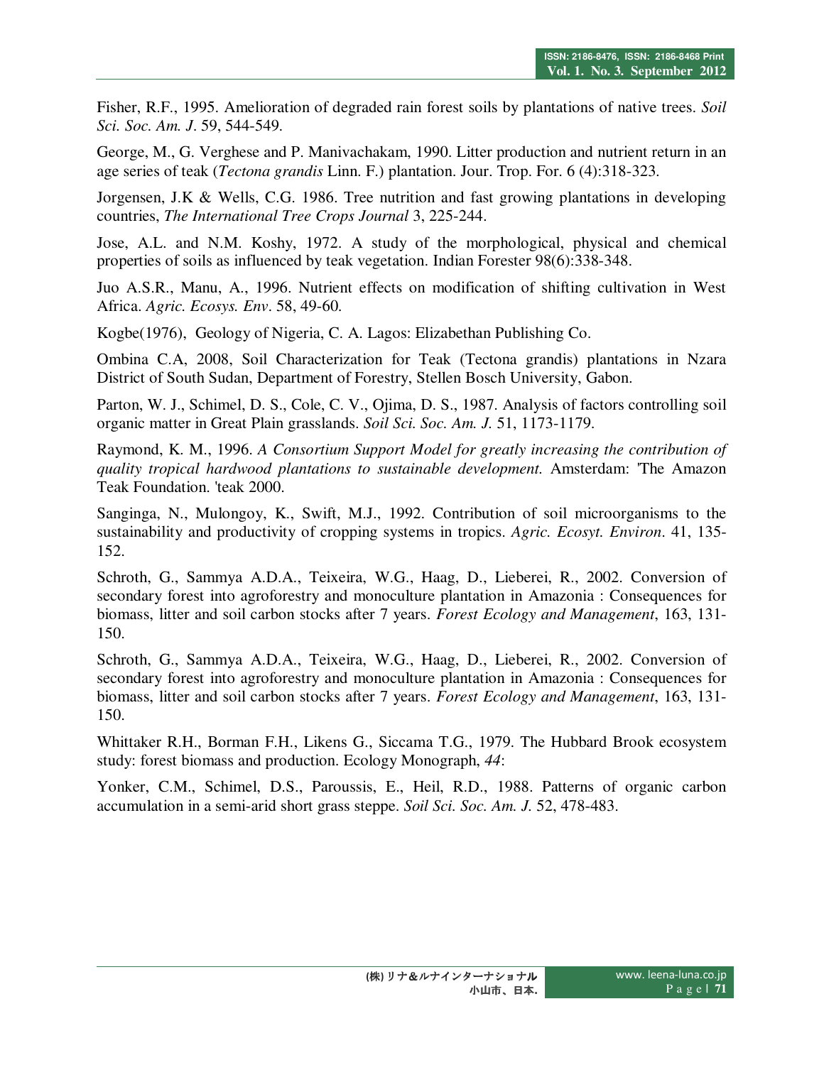Fisher, R.F., 1995. Amelioration of degraded rain forest soils by plantations of native trees. *Soil Sci. Soc. Am. J*. 59, 544-549.

George, M., G. Verghese and P. Manivachakam, 1990. Litter production and nutrient return in an age series of teak (*Tectona grandis* Linn. F.) plantation. Jour. Trop. For. 6 (4):318-323.

Jorgensen, J.K & Wells, C.G. 1986. Tree nutrition and fast growing plantations in developing countries, *The International Tree Crops Journal* 3, 225-244.

Jose, A.L. and N.M. Koshy, 1972. A study of the morphological, physical and chemical properties of soils as influenced by teak vegetation. Indian Forester 98(6):338-348.

Juo A.S.R., Manu, A., 1996. Nutrient effects on modification of shifting cultivation in West Africa. *Agric. Ecosys. Env*. 58, 49-60.

Kogbe(1976), Geology of Nigeria, C. A. Lagos: Elizabethan Publishing Co.

Ombina C.A, 2008, Soil Characterization for Teak (Tectona grandis) plantations in Nzara District of South Sudan, Department of Forestry, Stellen Bosch University, Gabon.

Parton, W. J., Schimel, D. S., Cole, C. V., Ojima, D. S., 1987. Analysis of factors controlling soil organic matter in Great Plain grasslands. *Soil Sci. Soc. Am. J.* 51, 1173-1179.

Raymond, K. M., 1996. *A Consortium Support Model for greatly increasing the contribution of quality tropical hardwood plantations to sustainable development.* Amsterdam: 'The Amazon Teak Foundation. 'teak 2000.

Sanginga, N., Mulongoy, K., Swift, M.J., 1992. Contribution of soil microorganisms to the sustainability and productivity of cropping systems in tropics. *Agric. Ecosyt. Environ*. 41, 135-152.

Schroth, G., Sammya A.D.A., Teixeira, W.G., Haag, D., Lieberei, R., 2002. Conversion of secondary forest into agroforestry and monoculture plantation in Amazonia : Consequences for biomass, litter and soil carbon stocks after 7 years. *Forest Ecology and Management*, 163, 131-150.

Schroth, G., Sammya A.D.A., Teixeira, W.G., Haag, D., Lieberei, R., 2002. Conversion of secondary forest into agroforestry and monoculture plantation in Amazonia : Consequences for biomass, litter and soil carbon stocks after 7 years. *Forest Ecology and Management*, 163, 131-150.

Whittaker R.H., Borman F.H., Likens G., Siccama T.G., 1979. The Hubbard Brook ecosystem study: forest biomass and production. Ecology Monograph, *44*:

Yonker, C.M., Schimel, D.S., Paroussis, E., Heil, R.D., 1988. Patterns of organic carbon accumulation in a semi-arid short grass steppe. *Soil Sci. Soc. Am. J.* 52, 478-483.